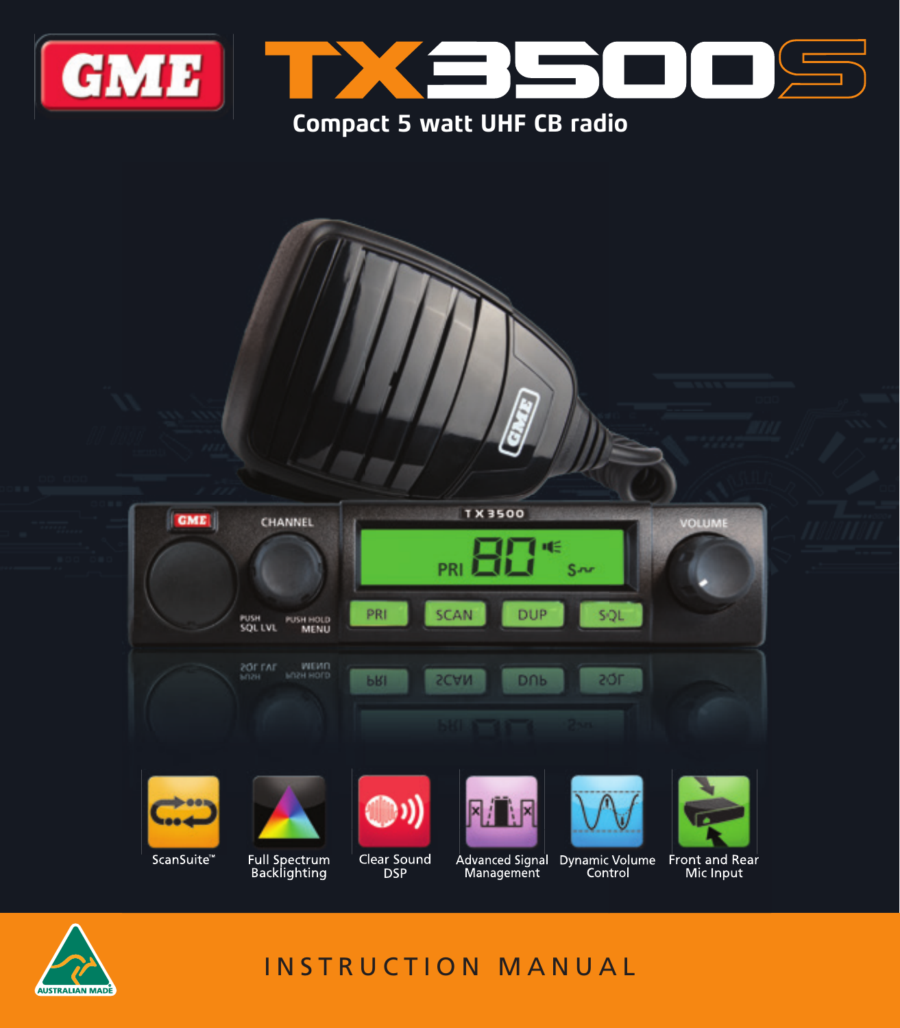GME

# TX3500S

## Compact 5 watt UHF CB radio

ScanSuite™

Full Spectrum Backlighting

Clear Sound DSP

Advanced Signal Management

Dynamic Volume Control

Front and Rear Mic Input

AUSTRALIAN MADE

INSTRUCTION MANUAL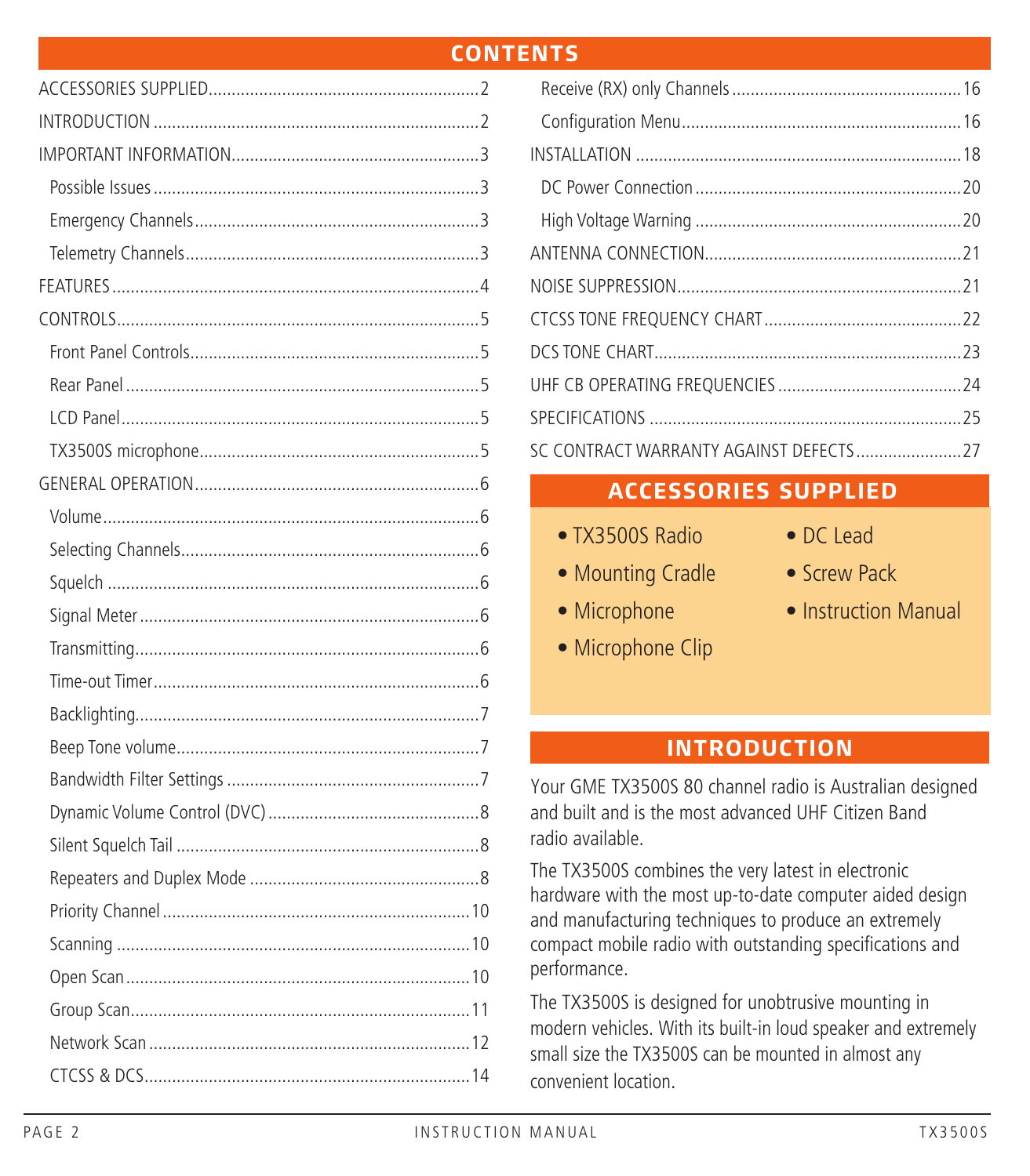## CONTENTS

ACCESSORIES SUPPLIED....2
INTRODUCTION....2
IMPORTANT INFORMATION....3
- Possible Issues....3
- Emergency Channels....3
- Telemetry Channels....3

FEATURES....4
CONTROLS....5
- Front Panel Controls....5
- Rear Panel....5
- LCD Panel....5
- TX3500S microphone....5

GENERAL OPERATION....6
- Volume....6
- Selecting Channels....6
- Squelch....6
- Signal Meter....6
- Transmitting....6
- Time-out Timer....6
- Backlighting....7
- Beep Tone volume....7
- Bandwidth Filter Settings....7
- Dynamic Volume Control (DVC)....8
- Silent Squelch Tail....8
- Repeaters and Duplex Mode....8
- Priority Channel....10
- Scanning....10
- Open Scan....10
- Group Scan....11
- Network Scan....12
- CTCSS & DCS....14
- Receive (RX) only Channels....16
- Configuration Menu....16

INSTALLATION....18
- DC Power Connection....20
- High Voltage Warning....20

ANTENNA CONNECTION....21
NOISE SUPPRESSION....21
CTCSS TONE FREQUENCY CHART....22
DCS TONE CHART....23
UHF CB OPERATING FREQUENCIES....24
SPECIFICATIONS....25
SC CONTRACT WARRANTY AGAINST DEFECTS....27

## ACCESSORIES SUPPLIED

- TX3500S Radio
- Mounting Cradle
- Microphone
- Microphone Clip
- DC Lead
- Screw Pack
- Instruction Manual

## INTRODUCTION

Your GME TX3500S 80 channel radio is Australian designed and built and is the most advanced UHF Citizen Band radio available.

The TX3500S combines the very latest in electronic hardware with the most up-to-date computer aided design and manufacturing techniques to produce an extremely compact mobile radio with outstanding specifications and performance.

The TX3500S is designed for unobtrusive mounting in modern vehicles. With its built-in loud speaker and extremely small size the TX3500S can be mounted in almost any convenient location.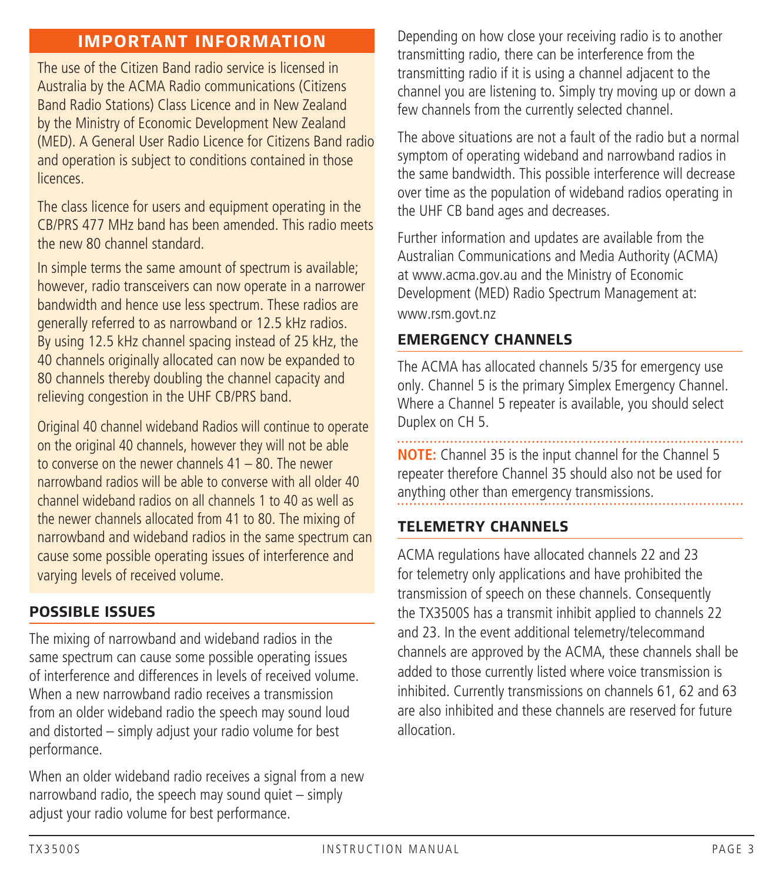## IMPORTANT INFORMATION

The use of the Citizen Band radio service is licensed in Australia by the ACMA Radio communications (Citizens Band Radio Stations) Class Licence and in New Zealand by the Ministry of Economic Development New Zealand (MED). A General User Radio Licence for Citizens Band radio and operation is subject to conditions contained in those licences.

The class licence for users and equipment operating in the CB/PRS 477 MHz band has been amended. This radio meets the new 80 channel standard.

In simple terms the same amount of spectrum is available; however, radio transceivers can now operate in a narrower bandwidth and hence use less spectrum. These radios are generally referred to as narrowband or 12.5 kHz radios. By using 12.5 kHz channel spacing instead of 25 kHz, the 40 channels originally allocated can now be expanded to 80 channels thereby doubling the channel capacity and relieving congestion in the UHF CB/PRS band.

Original 40 channel wideband Radios will continue to operate on the original 40 channels, however they will not be able to converse on the newer channels 41 – 80. The newer narrowband radios will be able to converse with all older 40 channel wideband radios on all channels 1 to 40 as well as the newer channels allocated from 41 to 80. The mixing of narrowband and wideband radios in the same spectrum can cause some possible operating issues of interference and varying levels of received volume.

## POSSIBLE ISSUES

The mixing of narrowband and wideband radios in the same spectrum can cause some possible operating issues of interference and differences in levels of received volume. When a new narrowband radio receives a transmission from an older wideband radio the speech may sound loud and distorted – simply adjust your radio volume for best performance.

When an older wideband radio receives a signal from a new narrowband radio, the speech may sound quiet – simply adjust your radio volume for best performance.

Depending on how close your receiving radio is to another transmitting radio, there can be interference from the transmitting radio if it is using a channel adjacent to the channel you are listening to. Simply try moving up or down a few channels from the currently selected channel.

The above situations are not a fault of the radio but a normal symptom of operating wideband and narrowband radios in the same bandwidth. This possible interference will decrease over time as the population of wideband radios operating in the UHF CB band ages and decreases.

Further information and updates are available from the Australian Communications and Media Authority (ACMA) at www.acma.gov.au and the Ministry of Economic Development (MED) Radio Spectrum Management at: www.rsm.govt.nz

## EMERGENCY CHANNELS

The ACMA has allocated channels 5/35 for emergency use only. Channel 5 is the primary Simplex Emergency Channel. Where a Channel 5 repeater is available, you should select Duplex on CH 5.

**NOTE:** Channel 35 is the input channel for the Channel 5 repeater therefore Channel 35 should also not be used for anything other than emergency transmissions.

## TELEMETRY CHANNELS

ACMA regulations have allocated channels 22 and 23 for telemetry only applications and have prohibited the transmission of speech on these channels. Consequently the TX3500S has a transmit inhibit applied to channels 22 and 23. In the event additional telemetry/telecommand channels are approved by the ACMA, these channels shall be added to those currently listed where voice transmission is inhibited. Currently transmissions on channels 61, 62 and 63 are also inhibited and these channels are reserved for future allocation.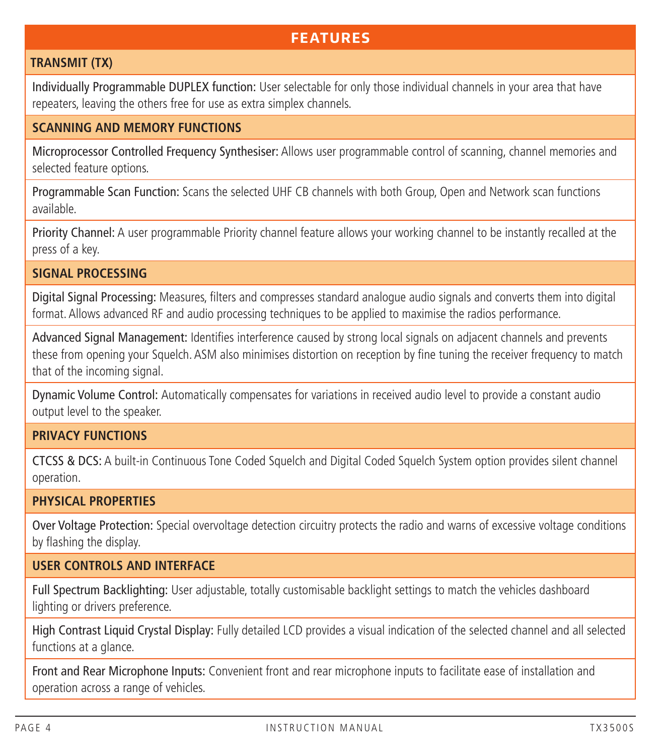# FEATURES

## TRANSMIT (TX)

**Individually Programmable DUPLEX function:** User selectable for only those individual channels in your area that have repeaters, leaving the others free for use as extra simplex channels.

## SCANNING AND MEMORY FUNCTIONS

**Microprocessor Controlled Frequency Synthesiser:** Allows user programmable control of scanning, channel memories and selected feature options.

**Programmable Scan Function:** Scans the selected UHF CB channels with both Group, Open and Network scan functions available.

**Priority Channel:** A user programmable Priority channel feature allows your working channel to be instantly recalled at the press of a key.

## SIGNAL PROCESSING

**Digital Signal Processing:** Measures, filters and compresses standard analogue audio signals and converts them into digital format. Allows advanced RF and audio processing techniques to be applied to maximise the radios performance.

**Advanced Signal Management:** Identifies interference caused by strong local signals on adjacent channels and prevents these from opening your Squelch. ASM also minimises distortion on reception by fine tuning the receiver frequency to match that of the incoming signal.

**Dynamic Volume Control:** Automatically compensates for variations in received audio level to provide a constant audio output level to the speaker.

## PRIVACY FUNCTIONS

**CTCSS & DCS:** A built-in Continuous Tone Coded Squelch and Digital Coded Squelch System option provides silent channel operation.

## PHYSICAL PROPERTIES

**Over Voltage Protection:** Special overvoltage detection circuitry protects the radio and warns of excessive voltage conditions by flashing the display.

## USER CONTROLS AND INTERFACE

**Full Spectrum Backlighting:** User adjustable, totally customisable backlight settings to match the vehicles dashboard lighting or drivers preference.

**High Contrast Liquid Crystal Display:** Fully detailed LCD provides a visual indication of the selected channel and all selected functions at a glance.

**Front and Rear Microphone Inputs:** Convenient front and rear microphone inputs to facilitate ease of installation and operation across a range of vehicles.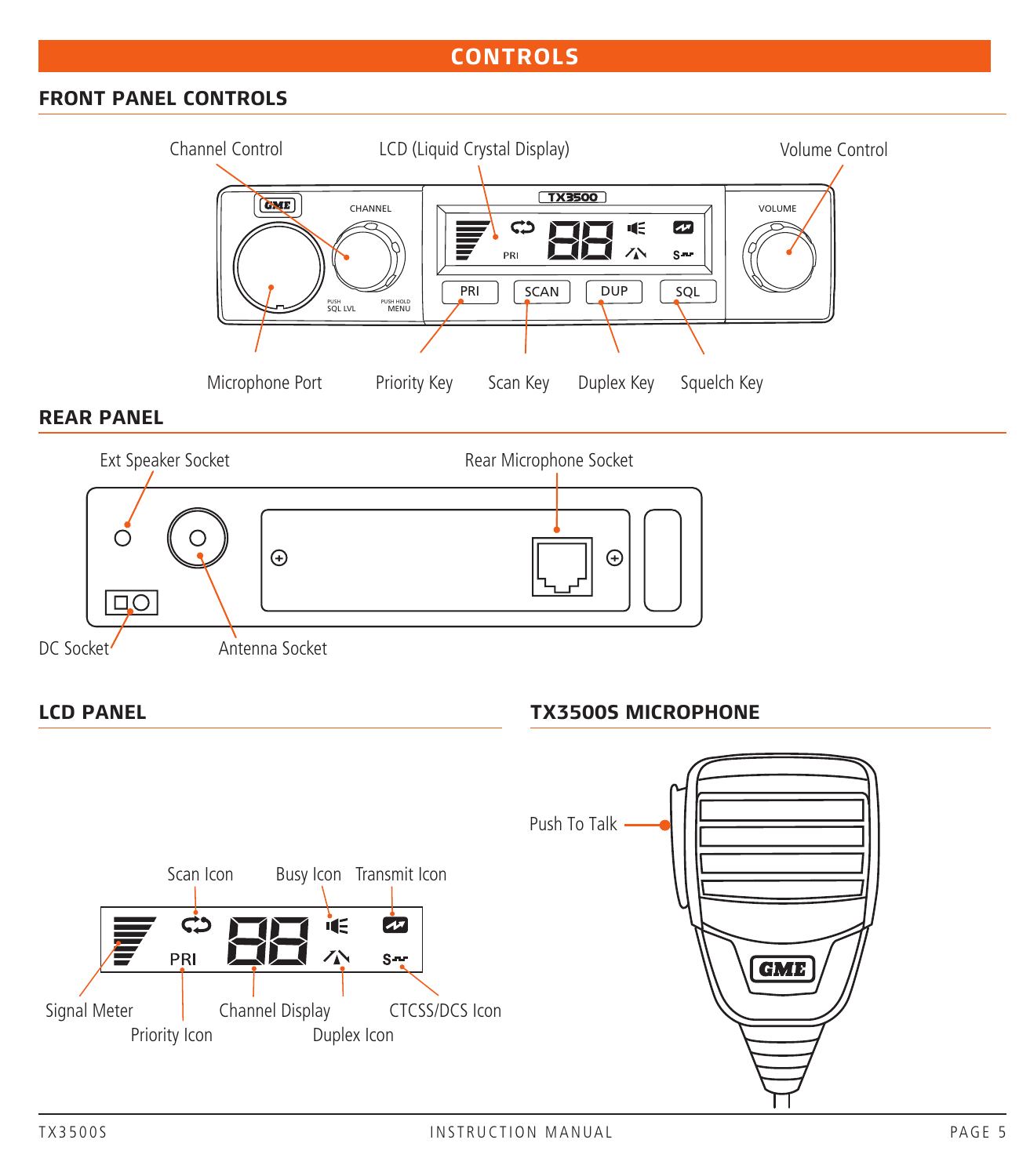# CONTROLS

## FRONT PANEL CONTROLS

Channel Control

LCD (Liquid Crystal Display)

Volume Control

Microphone Port

Priority Key

Scan Key

Duplex Key

Squelch Key

## REAR PANEL

Ext Speaker Socket

Rear Microphone Socket

DC Socket

Antenna Socket

## LCD PANEL

Scan Icon

Busy Icon

Transmit Icon

Signal Meter

Priority Icon

Channel Display

Duplex Icon

CTCSS/DCS Icon

## TX3500S MICROPHONE

Push To Talk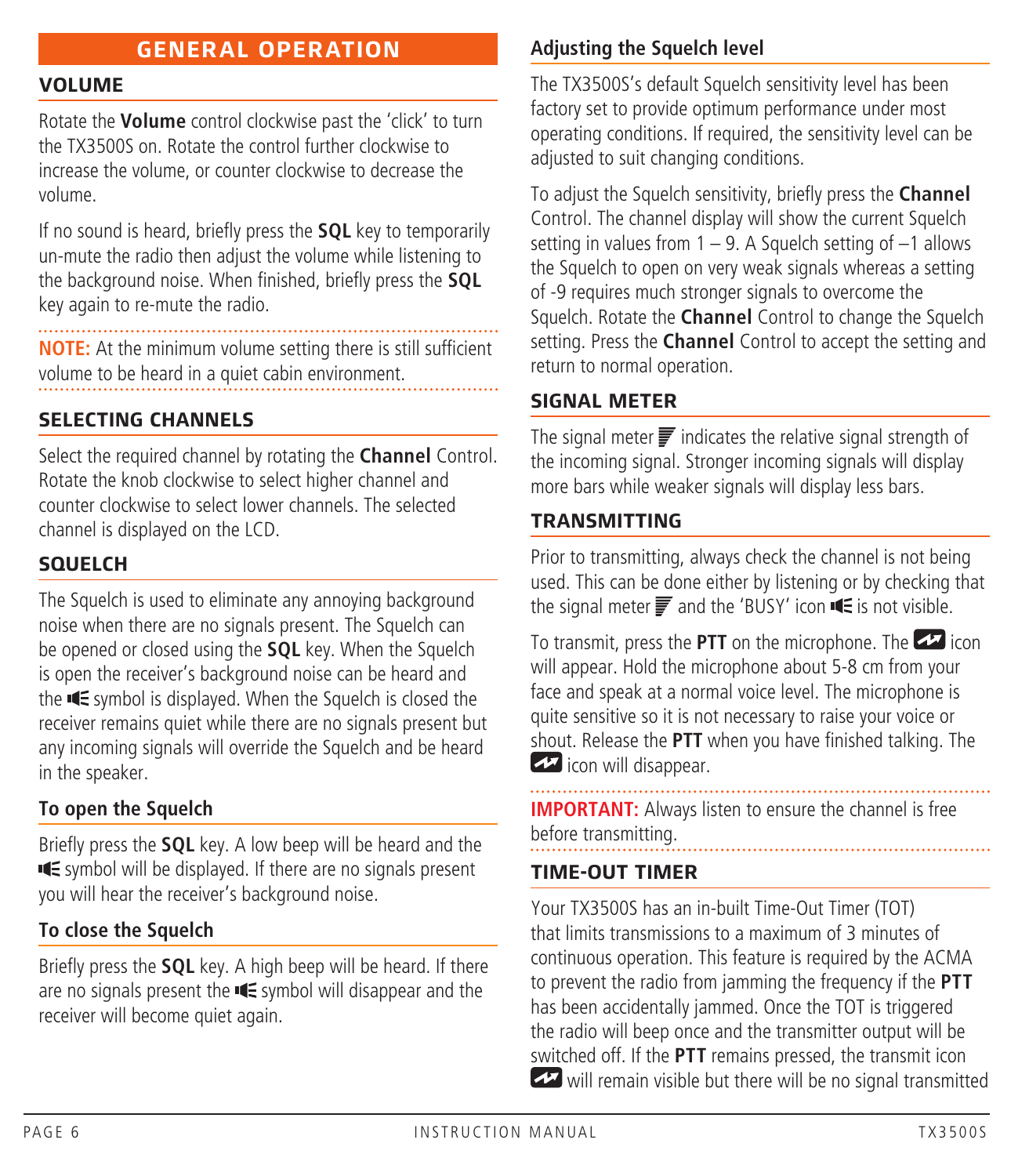# GENERAL OPERATION

## VOLUME

Rotate the **Volume** control clockwise past the 'click' to turn the TX3500S on. Rotate the control further clockwise to increase the volume, or counter clockwise to decrease the volume.

If no sound is heard, briefly press the **SQL** key to temporarily un-mute the radio then adjust the volume while listening to the background noise. When finished, briefly press the **SQL** key again to re-mute the radio.

**NOTE:** At the minimum volume setting there is still sufficient volume to be heard in a quiet cabin environment.

## SELECTING CHANNELS

Select the required channel by rotating the **Channel** Control. Rotate the knob clockwise to select higher channel and counter clockwise to select lower channels. The selected channel is displayed on the LCD.

## SQUELCH

The Squelch is used to eliminate any annoying background noise when there are no signals present. The Squelch can be opened or closed using the **SQL** key. When the Squelch is open the receiver's background noise can be heard and the symbol is displayed. When the Squelch is closed the receiver remains quiet while there are no signals present but any incoming signals will override the Squelch and be heard in the speaker.

### To open the Squelch

Briefly press the **SQL** key. A low beep will be heard and the symbol will be displayed. If there are no signals present you will hear the receiver's background noise.

### To close the Squelch

Briefly press the **SQL** key. A high beep will be heard. If there are no signals present the symbol will disappear and the receiver will become quiet again.

### Adjusting the Squelch level

The TX3500S's default Squelch sensitivity level has been factory set to provide optimum performance under most operating conditions. If required, the sensitivity level can be adjusted to suit changing conditions.

To adjust the Squelch sensitivity, briefly press the **Channel** Control. The channel display will show the current Squelch setting in values from 1 – 9. A Squelch setting of –1 allows the Squelch to open on very weak signals whereas a setting of -9 requires much stronger signals to overcome the Squelch. Rotate the **Channel** Control to change the Squelch setting. Press the **Channel** Control to accept the setting and return to normal operation.

## SIGNAL METER

The signal meter indicates the relative signal strength of the incoming signal. Stronger incoming signals will display more bars while weaker signals will display less bars.

## TRANSMITTING

Prior to transmitting, always check the channel is not being used. This can be done either by listening or by checking that the signal meter and the 'BUSY' icon is not visible.

To transmit, press the **PTT** on the microphone. The icon will appear. Hold the microphone about 5-8 cm from your face and speak at a normal voice level. The microphone is quite sensitive so it is not necessary to raise your voice or shout. Release the **PTT** when you have finished talking. The icon will disappear.

**IMPORTANT:** Always listen to ensure the channel is free before transmitting.

## TIME-OUT TIMER

Your TX3500S has an in-built Time-Out Timer (TOT) that limits transmissions to a maximum of 3 minutes of continuous operation. This feature is required by the ACMA to prevent the radio from jamming the frequency if the **PTT** has been accidentally jammed. Once the TOT is triggered the radio will beep once and the transmitter output will be switched off. If the **PTT** remains pressed, the transmit icon will remain visible but there will be no signal transmitted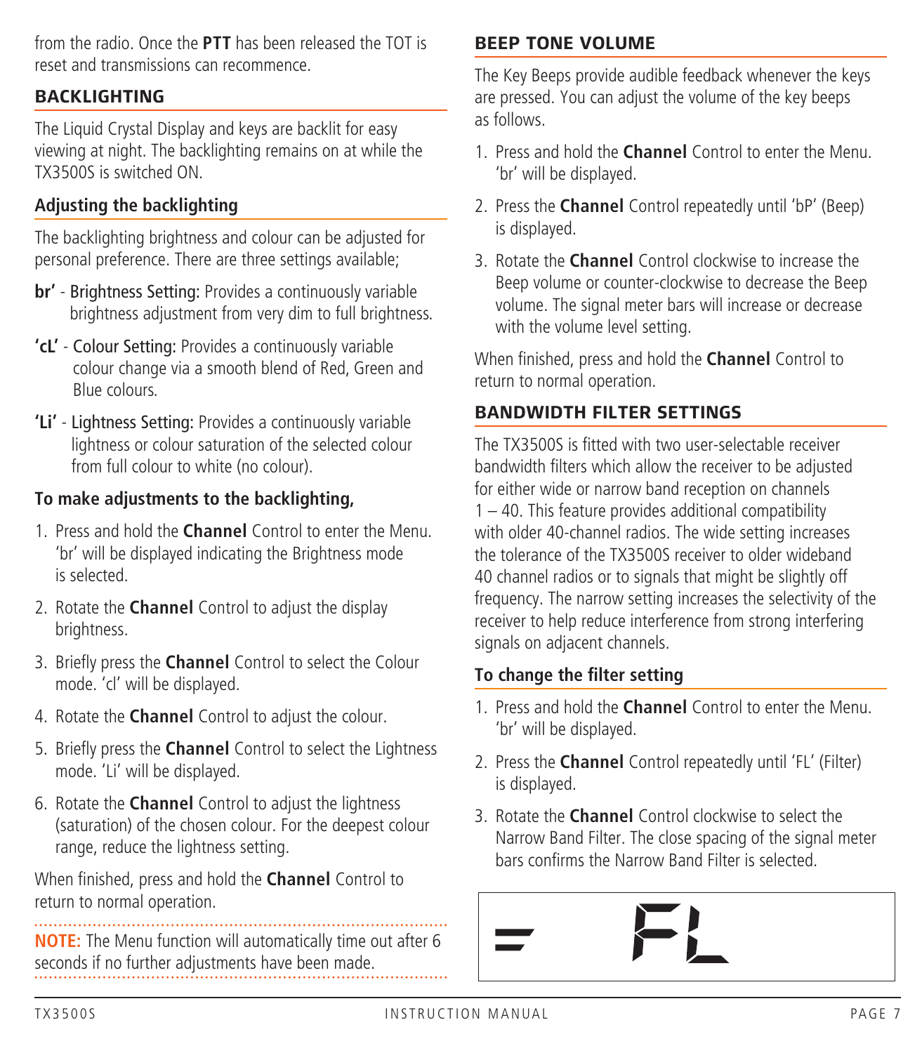from the radio. Once the **PTT** has been released the TOT is reset and transmissions can recommence.

## BACKLIGHTING

The Liquid Crystal Display and keys are backlit for easy viewing at night. The backlighting remains on at while the TX3500S is switched ON.

### Adjusting the backlighting

The backlighting brightness and colour can be adjusted for personal preference. There are three settings available;

**br'** - Brightness Setting: Provides a continuously variable brightness adjustment from very dim to full brightness.

**'cL'** - Colour Setting: Provides a continuously variable colour change via a smooth blend of Red, Green and Blue colours.

**'Li'** - Lightness Setting: Provides a continuously variable lightness or colour saturation of the selected colour from full colour to white (no colour).

**To make adjustments to the backlighting,**

1. Press and hold the **Channel** Control to enter the Menu. 'br' will be displayed indicating the Brightness mode is selected.
2. Rotate the **Channel** Control to adjust the display brightness.
3. Briefly press the **Channel** Control to select the Colour mode. 'cl' will be displayed.
4. Rotate the **Channel** Control to adjust the colour.
5. Briefly press the **Channel** Control to select the Lightness mode. 'Li' will be displayed.
6. Rotate the **Channel** Control to adjust the lightness (saturation) of the chosen colour. For the deepest colour range, reduce the lightness setting.

When finished, press and hold the **Channel** Control to return to normal operation.

**NOTE:** The Menu function will automatically time out after 6 seconds if no further adjustments have been made.

## BEEP TONE VOLUME

The Key Beeps provide audible feedback whenever the keys are pressed. You can adjust the volume of the key beeps as follows.

1. Press and hold the **Channel** Control to enter the Menu. 'br' will be displayed.
2. Press the **Channel** Control repeatedly until 'bP' (Beep) is displayed.
3. Rotate the **Channel** Control clockwise to increase the Beep volume or counter-clockwise to decrease the Beep volume. The signal meter bars will increase or decrease with the volume level setting.

When finished, press and hold the **Channel** Control to return to normal operation.

## BANDWIDTH FILTER SETTINGS

The TX3500S is fitted with two user-selectable receiver bandwidth filters which allow the receiver to be adjusted for either wide or narrow band reception on channels 1 – 40. This feature provides additional compatibility with older 40-channel radios. The wide setting increases the tolerance of the TX3500S receiver to older wideband 40 channel radios or to signals that might be slightly off frequency. The narrow setting increases the selectivity of the receiver to help reduce interference from strong interfering signals on adjacent channels.

### To change the filter setting

1. Press and hold the **Channel** Control to enter the Menu. 'br' will be displayed.
2. Press the **Channel** Control repeatedly until 'FL' (Filter) is displayed.
3. Rotate the **Channel** Control clockwise to select the Narrow Band Filter. The close spacing of the signal meter bars confirms the Narrow Band Filter is selected.

FL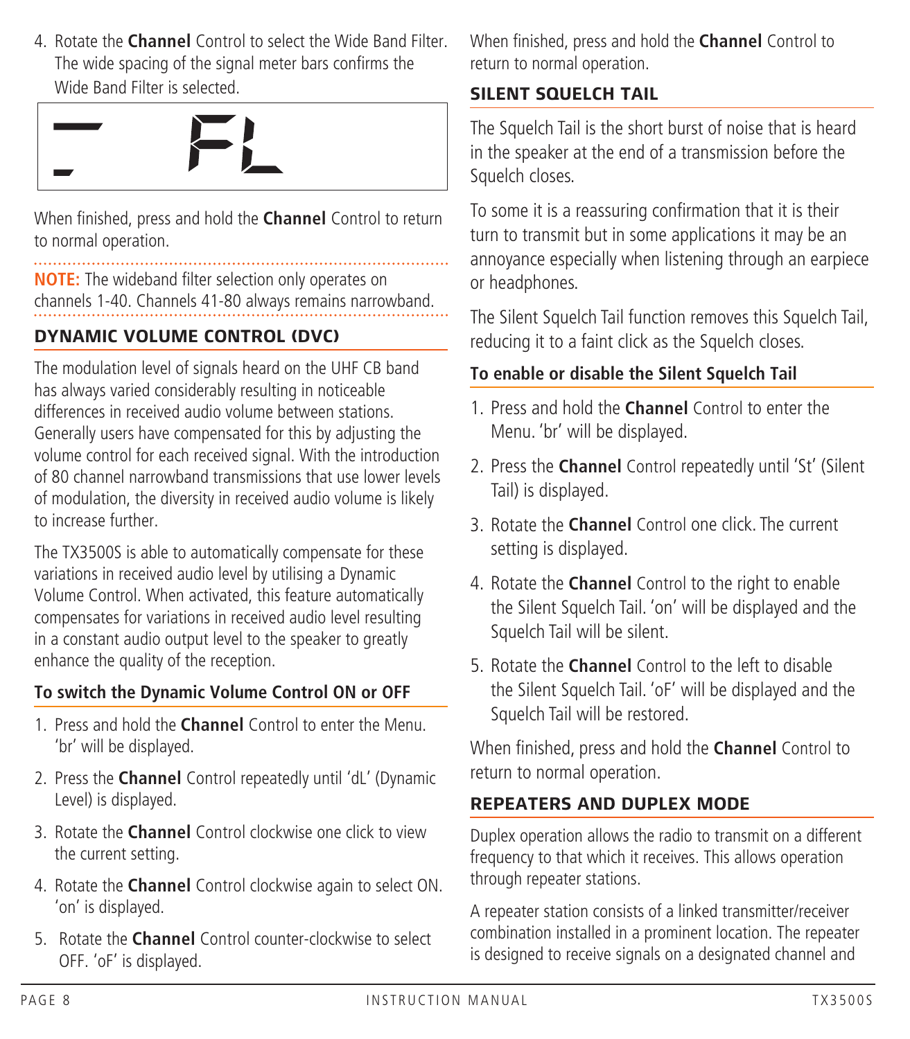4. Rotate the **Channel** Control to select the Wide Band Filter. The wide spacing of the signal meter bars confirms the Wide Band Filter is selected.

When finished, press and hold the **Channel** Control to return to normal operation.

**NOTE:** The wideband filter selection only operates on channels 1-40. Channels 41-80 always remains narrowband.

## DYNAMIC VOLUME CONTROL (DVC)

The modulation level of signals heard on the UHF CB band has always varied considerably resulting in noticeable differences in received audio volume between stations. Generally users have compensated for this by adjusting the volume control for each received signal. With the introduction of 80 channel narrowband transmissions that use lower levels of modulation, the diversity in received audio volume is likely to increase further.

The TX3500S is able to automatically compensate for these variations in received audio level by utilising a Dynamic Volume Control. When activated, this feature automatically compensates for variations in received audio level resulting in a constant audio output level to the speaker to greatly enhance the quality of the reception.

### To switch the Dynamic Volume Control ON or OFF

1. Press and hold the **Channel** Control to enter the Menu. 'br' will be displayed.
2. Press the **Channel** Control repeatedly until 'dL' (Dynamic Level) is displayed.
3. Rotate the **Channel** Control clockwise one click to view the current setting.
4. Rotate the **Channel** Control clockwise again to select ON. 'on' is displayed.
5. Rotate the **Channel** Control counter-clockwise to select OFF. 'oF' is displayed.

When finished, press and hold the **Channel** Control to return to normal operation.

## SILENT SQUELCH TAIL

The Squelch Tail is the short burst of noise that is heard in the speaker at the end of a transmission before the Squelch closes.

To some it is a reassuring confirmation that it is their turn to transmit but in some applications it may be an annoyance especially when listening through an earpiece or headphones.

The Silent Squelch Tail function removes this Squelch Tail, reducing it to a faint click as the Squelch closes.

### To enable or disable the Silent Squelch Tail

1. Press and hold the **Channel** Control to enter the Menu. 'br' will be displayed.
2. Press the **Channel** Control repeatedly until 'St' (Silent Tail) is displayed.
3. Rotate the **Channel** Control one click. The current setting is displayed.
4. Rotate the **Channel** Control to the right to enable the Silent Squelch Tail. 'on' will be displayed and the Squelch Tail will be silent.
5. Rotate the **Channel** Control to the left to disable the Silent Squelch Tail. 'oF' will be displayed and the Squelch Tail will be restored.

When finished, press and hold the **Channel** Control to return to normal operation.

## REPEATERS AND DUPLEX MODE

Duplex operation allows the radio to transmit on a different frequency to that which it receives. This allows operation through repeater stations.

A repeater station consists of a linked transmitter/receiver combination installed in a prominent location. The repeater is designed to receive signals on a designated channel and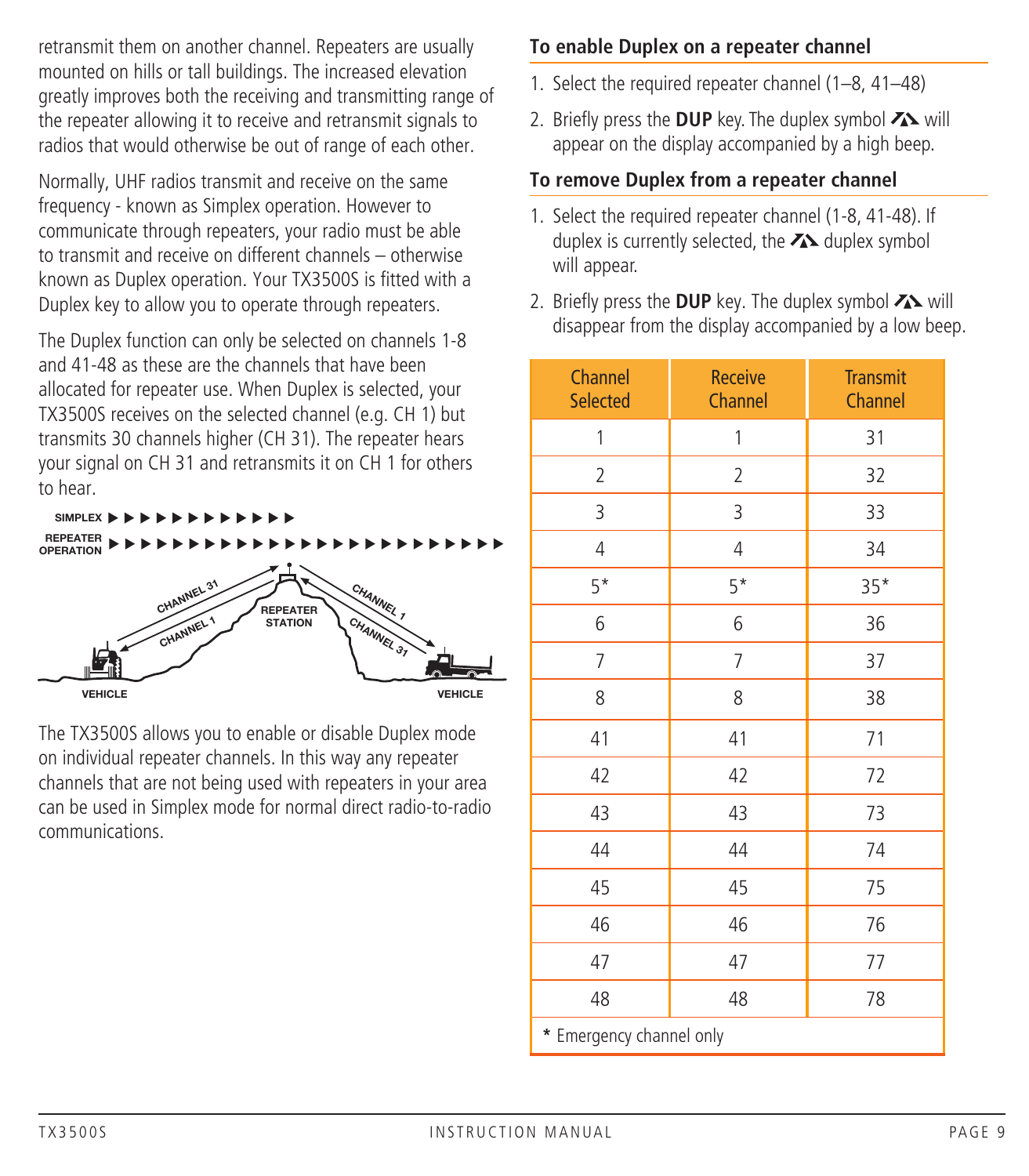retransmit them on another channel. Repeaters are usually mounted on hills or tall buildings. The increased elevation greatly improves both the receiving and transmitting range of the repeater allowing it to receive and retransmit signals to radios that would otherwise be out of range of each other.

Normally, UHF radios transmit and receive on the same frequency - known as Simplex operation. However to communicate through repeaters, your radio must be able to transmit and receive on different channels – otherwise known as Duplex operation. Your TX3500S is fitted with a Duplex key to allow you to operate through repeaters.

The Duplex function can only be selected on channels 1-8 and 41-48 as these are the channels that have been allocated for repeater use. When Duplex is selected, your TX3500S receives on the selected channel (e.g. CH 1) but transmits 30 channels higher (CH 31). The repeater hears your signal on CH 31 and retransmits it on CH 1 for others to hear.

SIMPLEX ▶▶▶▶▶▶▶▶▶▶▶▶

REPEATER OPERATION ▶▶▶▶▶▶▶▶▶▶▶▶▶▶▶▶▶▶▶▶▶▶▶▶▶

CHANNEL 31 · CHANNEL 1 · REPEATER STATION · CHANNEL 1 · CHANNEL 31 · VEHICLE · VEHICLE

The TX3500S allows you to enable or disable Duplex mode on individual repeater channels. In this way any repeater channels that are not being used with repeaters in your area can be used in Simplex mode for normal direct radio-to-radio communications.

## To enable Duplex on a repeater channel

1. Select the required repeater channel (1–8, 41–48)
2. Briefly press the **DUP** key. The duplex symbol will appear on the display accompanied by a high beep.

## To remove Duplex from a repeater channel

1. Select the required repeater channel (1-8, 41-48). If duplex is currently selected, the duplex symbol will appear.
2. Briefly press the **DUP** key. The duplex symbol will disappear from the display accompanied by a low beep.

| Channel Selected | Receive Channel | Transmit Channel |
|---|---|---|
| 1 | 1 | 31 |
| 2 | 2 | 32 |
| 3 | 3 | 33 |
| 4 | 4 | 34 |
| 5* | 5* | 35* |
| 6 | 6 | 36 |
| 7 | 7 | 37 |
| 8 | 8 | 38 |
| 41 | 41 | 71 |
| 42 | 42 | 72 |
| 43 | 43 | 73 |
| 44 | 44 | 74 |
| 45 | 45 | 75 |
| 46 | 46 | 76 |
| 47 | 47 | 77 |
| 48 | 48 | 78 |

**\*** Emergency channel only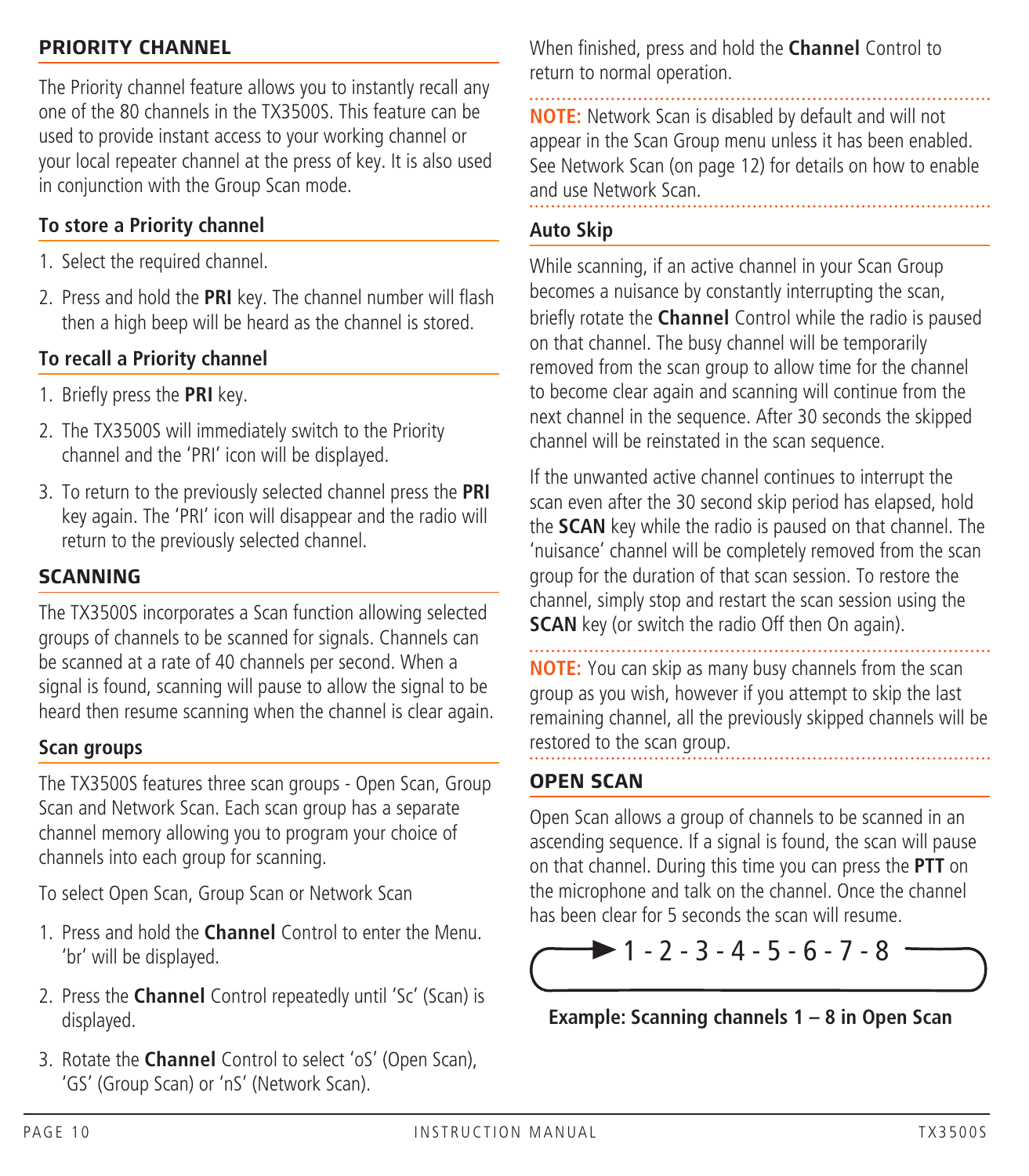## PRIORITY CHANNEL

The Priority channel feature allows you to instantly recall any one of the 80 channels in the TX3500S. This feature can be used to provide instant access to your working channel or your local repeater channel at the press of key. It is also used in conjunction with the Group Scan mode.

### To store a Priority channel

1. Select the required channel.
2. Press and hold the **PRI** key. The channel number will flash then a high beep will be heard as the channel is stored.

### To recall a Priority channel

1. Briefly press the **PRI** key.
2. The TX3500S will immediately switch to the Priority channel and the 'PRI' icon will be displayed.
3. To return to the previously selected channel press the **PRI** key again. The 'PRI' icon will disappear and the radio will return to the previously selected channel.

## SCANNING

The TX3500S incorporates a Scan function allowing selected groups of channels to be scanned for signals. Channels can be scanned at a rate of 40 channels per second. When a signal is found, scanning will pause to allow the signal to be heard then resume scanning when the channel is clear again.

### Scan groups

The TX3500S features three scan groups - Open Scan, Group Scan and Network Scan. Each scan group has a separate channel memory allowing you to program your choice of channels into each group for scanning.

To select Open Scan, Group Scan or Network Scan

1. Press and hold the **Channel** Control to enter the Menu. 'br' will be displayed.
2. Press the **Channel** Control repeatedly until 'Sc' (Scan) is displayed.
3. Rotate the **Channel** Control to select 'oS' (Open Scan), 'GS' (Group Scan) or 'nS' (Network Scan).

When finished, press and hold the **Channel** Control to return to normal operation.

**NOTE:** Network Scan is disabled by default and will not appear in the Scan Group menu unless it has been enabled. See Network Scan (on page 12) for details on how to enable and use Network Scan.

### Auto Skip

While scanning, if an active channel in your Scan Group becomes a nuisance by constantly interrupting the scan, briefly rotate the **Channel** Control while the radio is paused on that channel. The busy channel will be temporarily removed from the scan group to allow time for the channel to become clear again and scanning will continue from the next channel in the sequence. After 30 seconds the skipped channel will be reinstated in the scan sequence.

If the unwanted active channel continues to interrupt the scan even after the 30 second skip period has elapsed, hold the **SCAN** key while the radio is paused on that channel. The 'nuisance' channel will be completely removed from the scan group for the duration of that scan session. To restore the channel, simply stop and restart the scan session using the **SCAN** key (or switch the radio Off then On again).

**NOTE:** You can skip as many busy channels from the scan group as you wish, however if you attempt to skip the last remaining channel, all the previously skipped channels will be restored to the scan group.

## OPEN SCAN

Open Scan allows a group of channels to be scanned in an ascending sequence. If a signal is found, the scan will pause on that channel. During this time you can press the **PTT** on the microphone and talk on the channel. Once the channel has been clear for 5 seconds the scan will resume.

→ 1 - 2 - 3 - 4 - 5 - 6 - 7 - 8

**Example: Scanning channels 1 – 8 in Open Scan**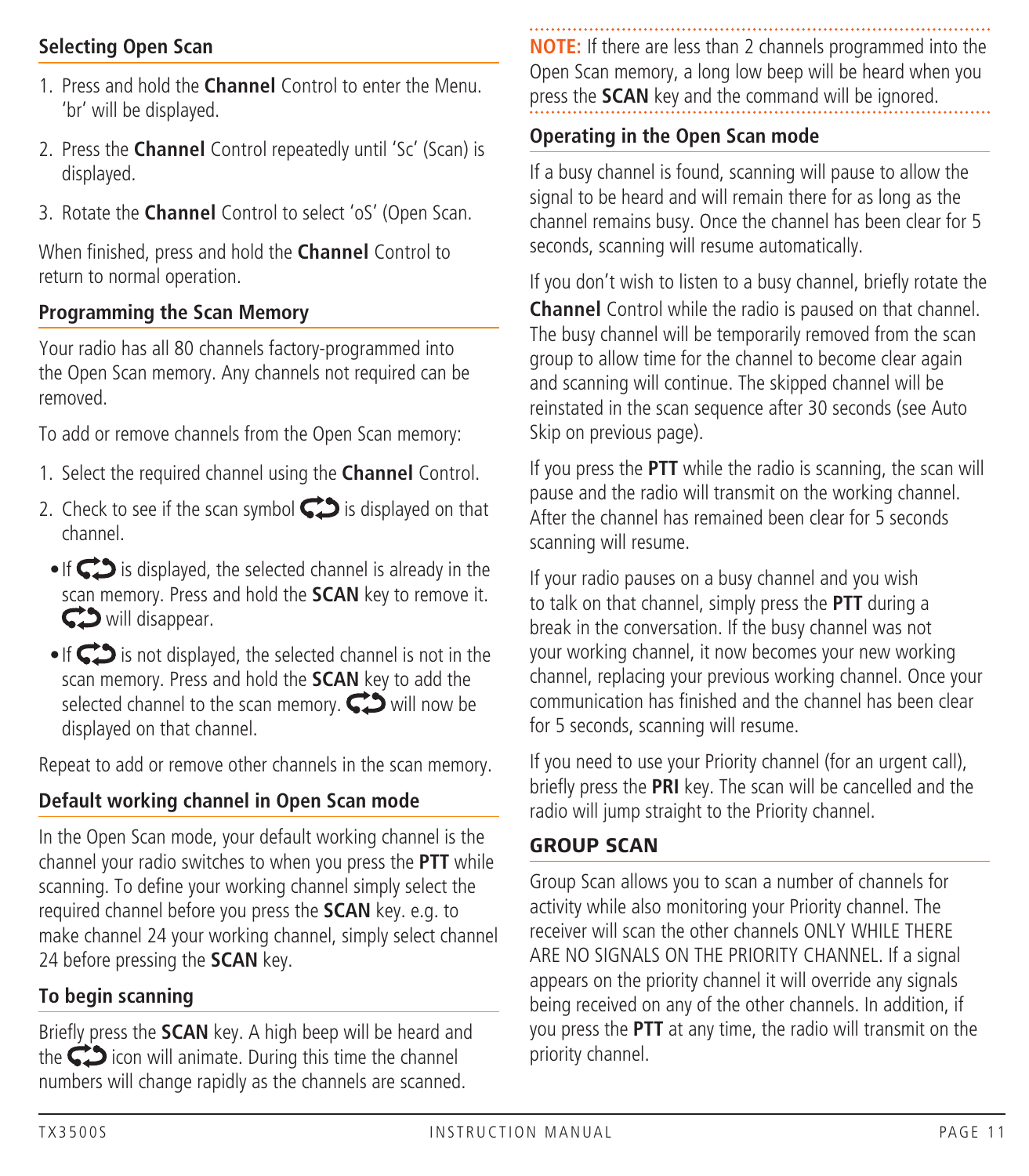### Selecting Open Scan

1. Press and hold the **Channel** Control to enter the Menu. 'br' will be displayed.
2. Press the **Channel** Control repeatedly until 'Sc' (Scan) is displayed.
3. Rotate the **Channel** Control to select 'oS' (Open Scan.

When finished, press and hold the **Channel** Control to return to normal operation.

### Programming the Scan Memory

Your radio has all 80 channels factory-programmed into the Open Scan memory. Any channels not required can be removed.

To add or remove channels from the Open Scan memory:

1. Select the required channel using the **Channel** Control.
2. Check to see if the scan symbol is displayed on that channel.
   - If is displayed, the selected channel is already in the scan memory. Press and hold the **SCAN** key to remove it. will disappear.
   - If is not displayed, the selected channel is not in the scan memory. Press and hold the **SCAN** key to add the selected channel to the scan memory. will now be displayed on that channel.

Repeat to add or remove other channels in the scan memory.

### Default working channel in Open Scan mode

In the Open Scan mode, your default working channel is the channel your radio switches to when you press the **PTT** while scanning. To define your working channel simply select the required channel before you press the **SCAN** key. e.g. to make channel 24 your working channel, simply select channel 24 before pressing the **SCAN** key.

### To begin scanning

Briefly press the **SCAN** key. A high beep will be heard and the icon will animate. During this time the channel numbers will change rapidly as the channels are scanned.

**NOTE:** If there are less than 2 channels programmed into the Open Scan memory, a long low beep will be heard when you press the **SCAN** key and the command will be ignored.

### Operating in the Open Scan mode

If a busy channel is found, scanning will pause to allow the signal to be heard and will remain there for as long as the channel remains busy. Once the channel has been clear for 5 seconds, scanning will resume automatically.

If you don't wish to listen to a busy channel, briefly rotate the **Channel** Control while the radio is paused on that channel. The busy channel will be temporarily removed from the scan group to allow time for the channel to become clear again and scanning will continue. The skipped channel will be reinstated in the scan sequence after 30 seconds (see Auto Skip on previous page).

If you press the **PTT** while the radio is scanning, the scan will pause and the radio will transmit on the working channel. After the channel has remained been clear for 5 seconds scanning will resume.

If your radio pauses on a busy channel and you wish to talk on that channel, simply press the **PTT** during a break in the conversation. If the busy channel was not your working channel, it now becomes your new working channel, replacing your previous working channel. Once your communication has finished and the channel has been clear for 5 seconds, scanning will resume.

If you need to use your Priority channel (for an urgent call), briefly press the **PRI** key. The scan will be cancelled and the radio will jump straight to the Priority channel.

## GROUP SCAN

Group Scan allows you to scan a number of channels for activity while also monitoring your Priority channel. The receiver will scan the other channels ONLY WHILE THERE ARE NO SIGNALS ON THE PRIORITY CHANNEL. If a signal appears on the priority channel it will override any signals being received on any of the other channels. In addition, if you press the **PTT** at any time, the radio will transmit on the priority channel.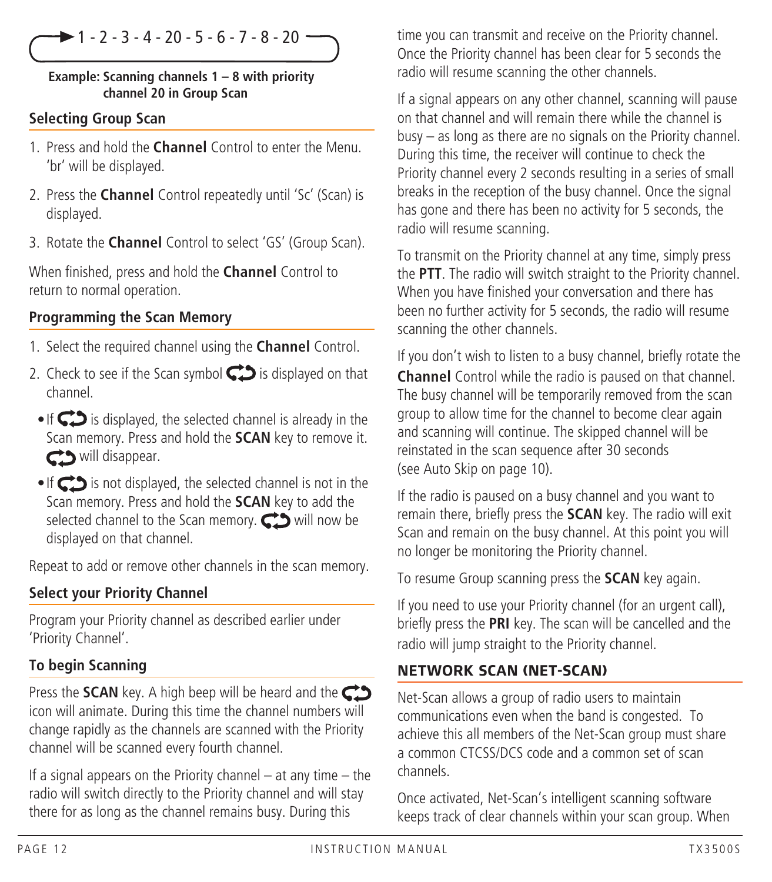1 - 2 - 3 - 4 - 20 - 5 - 6 - 7 - 8 - 20

**Example: Scanning channels 1 – 8 with priority channel 20 in Group Scan**

### Selecting Group Scan

1. Press and hold the **Channel** Control to enter the Menu. 'br' will be displayed.
2. Press the **Channel** Control repeatedly until 'Sc' (Scan) is displayed.
3. Rotate the **Channel** Control to select 'GS' (Group Scan).

When finished, press and hold the **Channel** Control to return to normal operation.

### Programming the Scan Memory

1. Select the required channel using the **Channel** Control.
2. Check to see if the Scan symbol is displayed on that channel.
   - If it is displayed, the selected channel is already in the Scan memory. Press and hold the **SCAN** key to remove it. The symbol will disappear.
   - If it is not displayed, the selected channel is not in the Scan memory. Press and hold the **SCAN** key to add the selected channel to the Scan memory. The symbol will now be displayed on that channel.

Repeat to add or remove other channels in the scan memory.

### Select your Priority Channel

Program your Priority channel as described earlier under 'Priority Channel'.

### To begin Scanning

Press the **SCAN** key. A high beep will be heard and the icon will animate. During this time the channel numbers will change rapidly as the channels are scanned with the Priority channel will be scanned every fourth channel.

If a signal appears on the Priority channel – at any time – the radio will switch directly to the Priority channel and will stay there for as long as the channel remains busy. During this time you can transmit and receive on the Priority channel. Once the Priority channel has been clear for 5 seconds the radio will resume scanning the other channels.

If a signal appears on any other channel, scanning will pause on that channel and will remain there while the channel is busy – as long as there are no signals on the Priority channel. During this time, the receiver will continue to check the Priority channel every 2 seconds resulting in a series of small breaks in the reception of the busy channel. Once the signal has gone and there has been no activity for 5 seconds, the radio will resume scanning.

To transmit on the Priority channel at any time, simply press the **PTT**. The radio will switch straight to the Priority channel. When you have finished your conversation and there has been no further activity for 5 seconds, the radio will resume scanning the other channels.

If you don't wish to listen to a busy channel, briefly rotate the **Channel** Control while the radio is paused on that channel. The busy channel will be temporarily removed from the scan group to allow time for the channel to become clear again and scanning will continue. The skipped channel will be reinstated in the scan sequence after 30 seconds (see Auto Skip on page 10).

If the radio is paused on a busy channel and you want to remain there, briefly press the **SCAN** key. The radio will exit Scan and remain on the busy channel. At this point you will no longer be monitoring the Priority channel.

To resume Group scanning press the **SCAN** key again.

If you need to use your Priority channel (for an urgent call), briefly press the **PRI** key. The scan will be cancelled and the radio will jump straight to the Priority channel.

## NETWORK SCAN (NET-SCAN)

Net-Scan allows a group of radio users to maintain communications even when the band is congested. To achieve this all members of the Net-Scan group must share a common CTCSS/DCS code and a common set of scan channels.

Once activated, Net-Scan's intelligent scanning software keeps track of clear channels within your scan group. When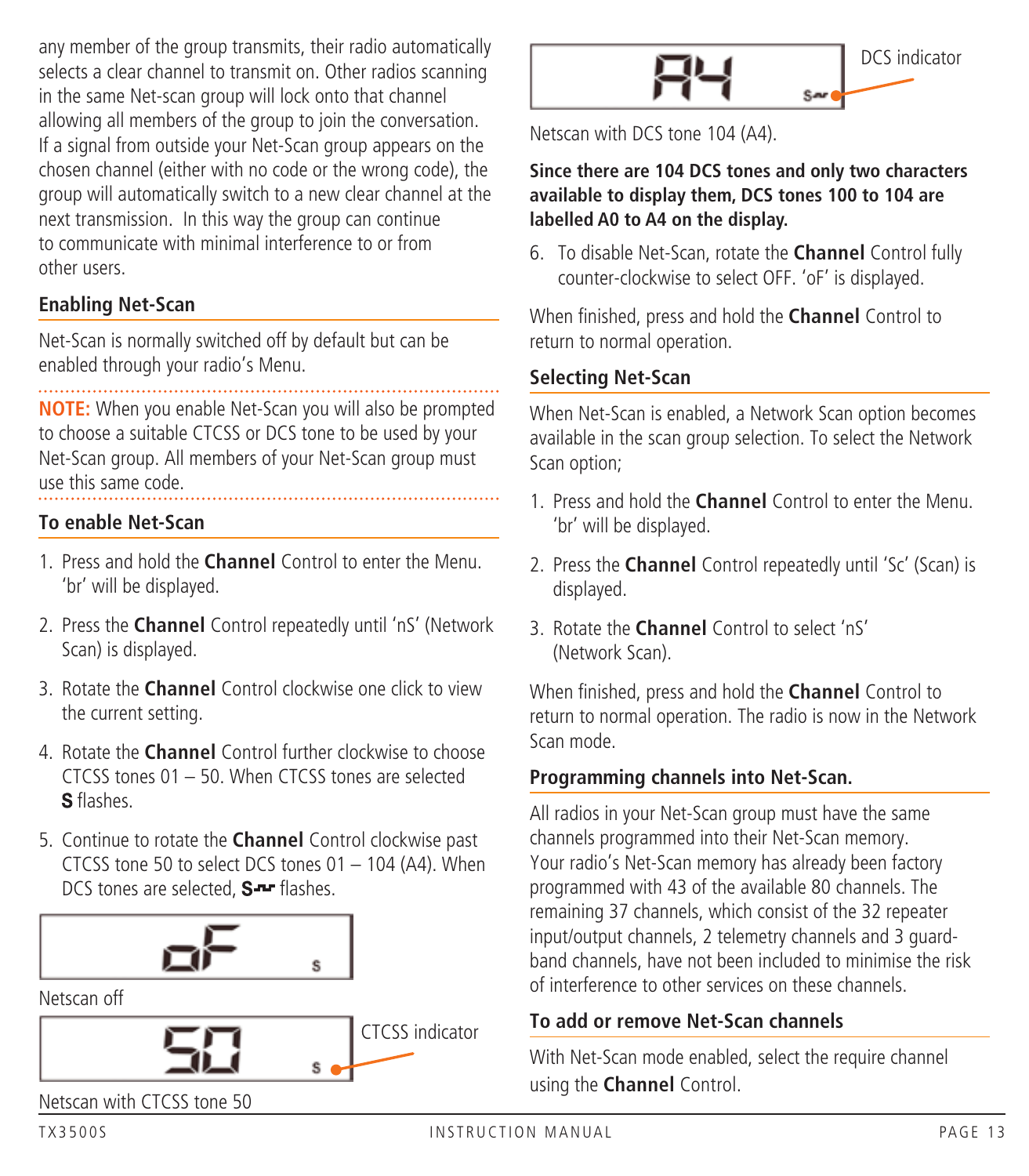any member of the group transmits, their radio automatically selects a clear channel to transmit on. Other radios scanning in the same Net-scan group will lock onto that channel allowing all members of the group to join the conversation. If a signal from outside your Net-Scan group appears on the chosen channel (either with no code or the wrong code), the group will automatically switch to a new clear channel at the next transmission. In this way the group can continue to communicate with minimal interference to or from other users.

### Enabling Net-Scan

Net-Scan is normally switched off by default but can be enabled through your radio's Menu.

**NOTE:** When you enable Net-Scan you will also be prompted to choose a suitable CTCSS or DCS tone to be used by your Net-Scan group. All members of your Net-Scan group must use this same code.

### To enable Net-Scan

1. Press and hold the **Channel** Control to enter the Menu. 'br' will be displayed.
2. Press the **Channel** Control repeatedly until 'nS' (Network Scan) is displayed.
3. Rotate the **Channel** Control clockwise one click to view the current setting.
4. Rotate the **Channel** Control further clockwise to choose CTCSS tones 01 – 50. When CTCSS tones are selected **S** flashes.
5. Continue to rotate the **Channel** Control clockwise past CTCSS tone 50 to select DCS tones 01 – 104 (A4). When DCS tones are selected, **S** flashes.

oF

Netscan off

50 — CTCSS indicator

Netscan with CTCSS tone 50

A4 — DCS indicator

Netscan with DCS tone 104 (A4).

**Since there are 104 DCS tones and only two characters available to display them, DCS tones 100 to 104 are labelled A0 to A4 on the display.**

6. To disable Net-Scan, rotate the **Channel** Control fully counter-clockwise to select OFF. 'oF' is displayed.

When finished, press and hold the **Channel** Control to return to normal operation.

### Selecting Net-Scan

When Net-Scan is enabled, a Network Scan option becomes available in the scan group selection. To select the Network Scan option;

1. Press and hold the **Channel** Control to enter the Menu. 'br' will be displayed.
2. Press the **Channel** Control repeatedly until 'Sc' (Scan) is displayed.
3. Rotate the **Channel** Control to select 'nS' (Network Scan).

When finished, press and hold the **Channel** Control to return to normal operation. The radio is now in the Network Scan mode.

### Programming channels into Net-Scan.

All radios in your Net-Scan group must have the same channels programmed into their Net-Scan memory. Your radio's Net-Scan memory has already been factory programmed with 43 of the available 80 channels. The remaining 37 channels, which consist of the 32 repeater input/output channels, 2 telemetry channels and 3 guard-band channels, have not been included to minimise the risk of interference to other services on these channels.

### To add or remove Net-Scan channels

With Net-Scan mode enabled, select the require channel using the **Channel** Control.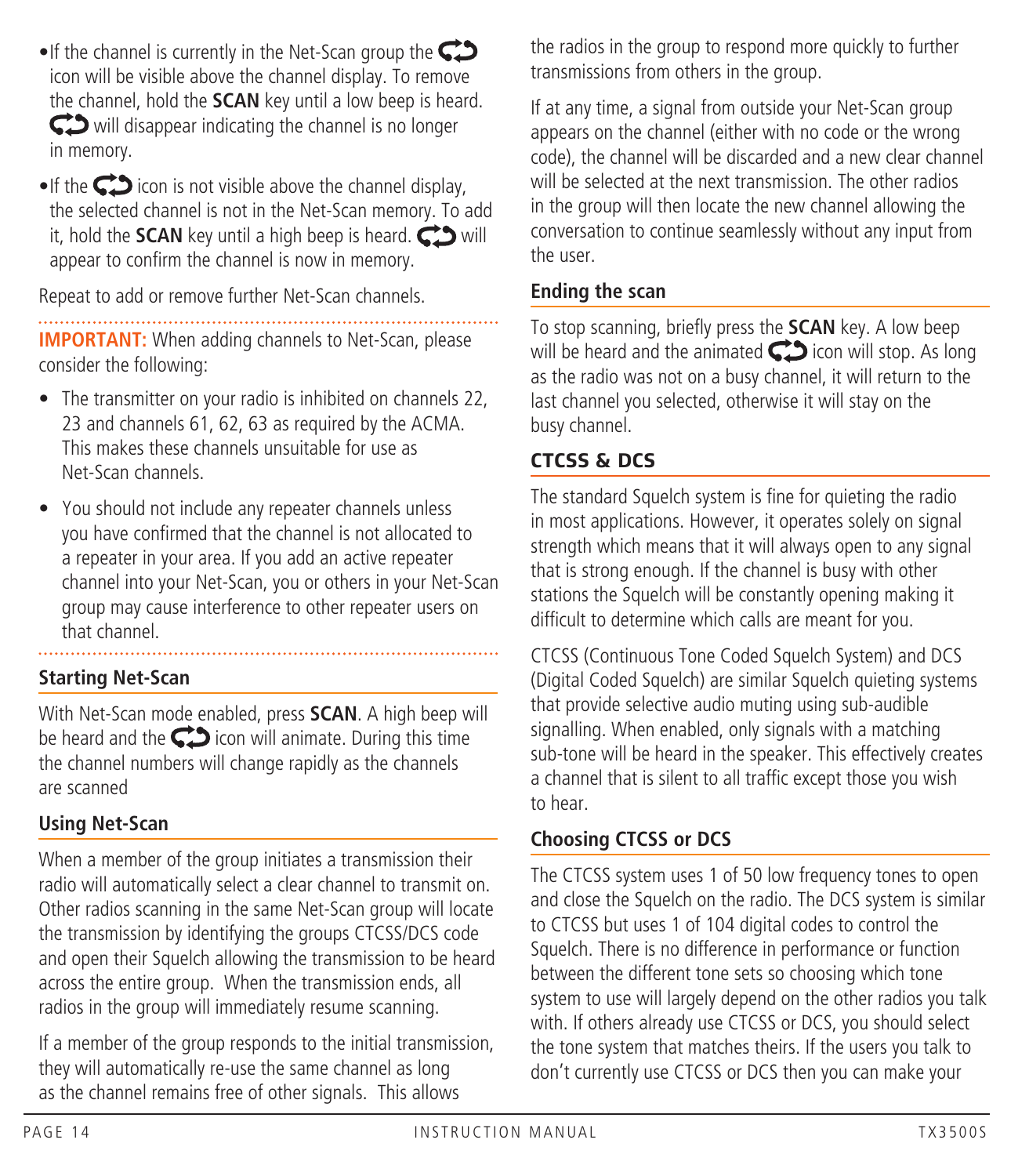- If the channel is currently in the Net-Scan group the icon will be visible above the channel display. To remove the channel, hold the **SCAN** key until a low beep is heard. will disappear indicating the channel is no longer in memory.
- If the icon is not visible above the channel display, the selected channel is not in the Net-Scan memory. To add it, hold the **SCAN** key until a high beep is heard. will appear to confirm the channel is now in memory.

Repeat to add or remove further Net-Scan channels.

**IMPORTANT:** When adding channels to Net-Scan, please consider the following:

- The transmitter on your radio is inhibited on channels 22, 23 and channels 61, 62, 63 as required by the ACMA. This makes these channels unsuitable for use as Net-Scan channels.
- You should not include any repeater channels unless you have confirmed that the channel is not allocated to a repeater in your area. If you add an active repeater channel into your Net-Scan, you or others in your Net-Scan group may cause interference to other repeater users on that channel.

### Starting Net-Scan

With Net-Scan mode enabled, press **SCAN**. A high beep will be heard and the icon will animate. During this time the channel numbers will change rapidly as the channels are scanned

### Using Net-Scan

When a member of the group initiates a transmission their radio will automatically select a clear channel to transmit on. Other radios scanning in the same Net-Scan group will locate the transmission by identifying the groups CTCSS/DCS code and open their Squelch allowing the transmission to be heard across the entire group. When the transmission ends, all radios in the group will immediately resume scanning.

If a member of the group responds to the initial transmission, they will automatically re-use the same channel as long as the channel remains free of other signals. This allows the radios in the group to respond more quickly to further transmissions from others in the group.

If at any time, a signal from outside your Net-Scan group appears on the channel (either with no code or the wrong code), the channel will be discarded and a new clear channel will be selected at the next transmission. The other radios in the group will then locate the new channel allowing the conversation to continue seamlessly without any input from the user.

### Ending the scan

To stop scanning, briefly press the **SCAN** key. A low beep will be heard and the animated icon will stop. As long as the radio was not on a busy channel, it will return to the last channel you selected, otherwise it will stay on the busy channel.

## CTCSS & DCS

The standard Squelch system is fine for quieting the radio in most applications. However, it operates solely on signal strength which means that it will always open to any signal that is strong enough. If the channel is busy with other stations the Squelch will be constantly opening making it difficult to determine which calls are meant for you.

CTCSS (Continuous Tone Coded Squelch System) and DCS (Digital Coded Squelch) are similar Squelch quieting systems that provide selective audio muting using sub-audible signalling. When enabled, only signals with a matching sub-tone will be heard in the speaker. This effectively creates a channel that is silent to all traffic except those you wish to hear.

### Choosing CTCSS or DCS

The CTCSS system uses 1 of 50 low frequency tones to open and close the Squelch on the radio. The DCS system is similar to CTCSS but uses 1 of 104 digital codes to control the Squelch. There is no difference in performance or function between the different tone sets so choosing which tone system to use will largely depend on the other radios you talk with. If others already use CTCSS or DCS, you should select the tone system that matches theirs. If the users you talk to don't currently use CTCSS or DCS then you can make your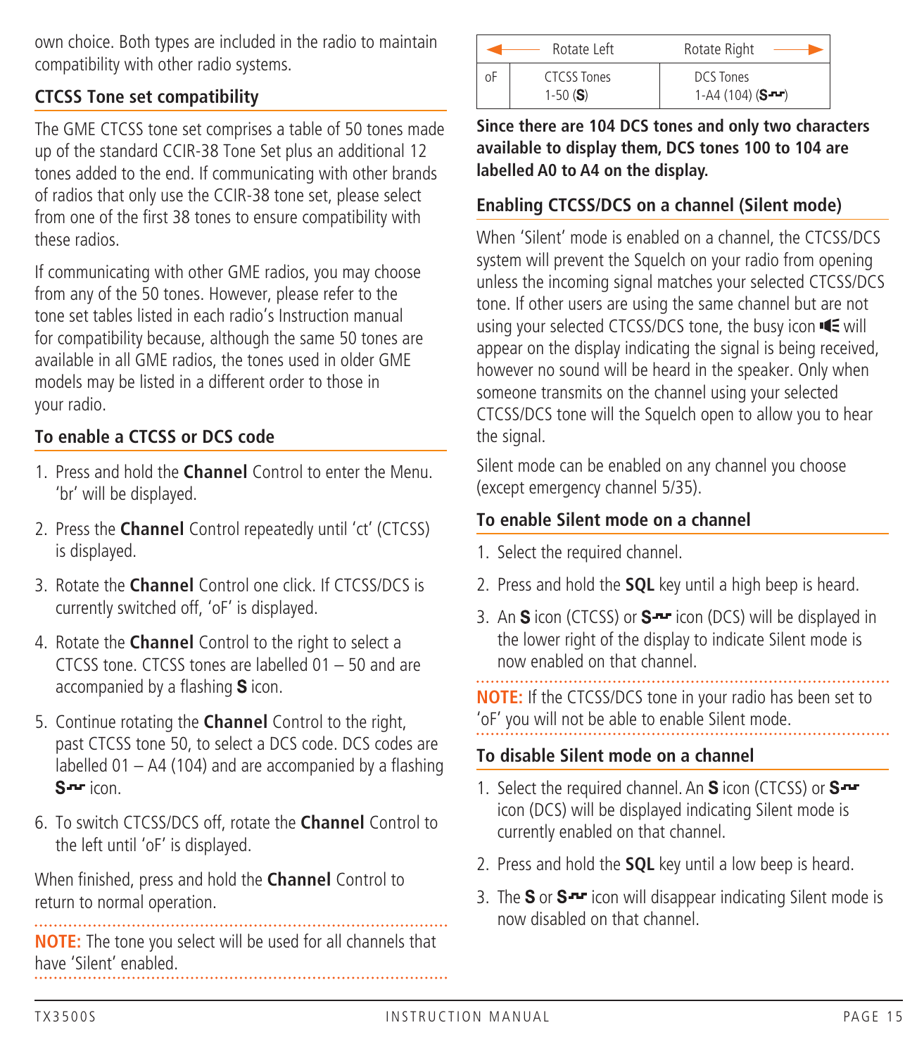own choice. Both types are included in the radio to maintain compatibility with other radio systems.

### CTCSS Tone set compatibility

The GME CTCSS tone set comprises a table of 50 tones made up of the standard CCIR-38 Tone Set plus an additional 12 tones added to the end. If communicating with other brands of radios that only use the CCIR-38 tone set, please select from one of the first 38 tones to ensure compatibility with these radios.

If communicating with other GME radios, you may choose from any of the 50 tones. However, please refer to the tone set tables listed in each radio's Instruction manual for compatibility because, although the same 50 tones are available in all GME radios, the tones used in older GME models may be listed in a different order to those in your radio.

### To enable a CTCSS or DCS code

1. Press and hold the **Channel** Control to enter the Menu. 'br' will be displayed.
2. Press the **Channel** Control repeatedly until 'ct' (CTCSS) is displayed.
3. Rotate the **Channel** Control one click. If CTCSS/DCS is currently switched off, 'oF' is displayed.
4. Rotate the **Channel** Control to the right to select a CTCSS tone. CTCSS tones are labelled 01 – 50 and are accompanied by a flashing **S** icon.
5. Continue rotating the **Channel** Control to the right, past CTCSS tone 50, to select a DCS code. DCS codes are labelled 01 – A4 (104) and are accompanied by a flashing **S⌐⌐** icon.
6. To switch CTCSS/DCS off, rotate the **Channel** Control to the left until 'oF' is displayed.

When finished, press and hold the **Channel** Control to return to normal operation.

**NOTE:** The tone you select will be used for all channels that have 'Silent' enabled.

| ◀── Rotate Left | | Rotate Right ──▶ |
|---|---|---|
| oF | CTCSS Tones 1-50 (**S**) | DCS Tones 1-A4 (104) (**S⌐⌐**) |

**Since there are 104 DCS tones and only two characters available to display them, DCS tones 100 to 104 are labelled A0 to A4 on the display.**

### Enabling CTCSS/DCS on a channel (Silent mode)

When 'Silent' mode is enabled on a channel, the CTCSS/DCS system will prevent the Squelch on your radio from opening unless the incoming signal matches your selected CTCSS/DCS tone. If other users are using the same channel but are not using your selected CTCSS/DCS tone, the busy icon will appear on the display indicating the signal is being received, however no sound will be heard in the speaker. Only when someone transmits on the channel using your selected CTCSS/DCS tone will the Squelch open to allow you to hear the signal.

Silent mode can be enabled on any channel you choose (except emergency channel 5/35).

### To enable Silent mode on a channel

1. Select the required channel.
2. Press and hold the **SQL** key until a high beep is heard.
3. An **S** icon (CTCSS) or **S⌐⌐** icon (DCS) will be displayed in the lower right of the display to indicate Silent mode is now enabled on that channel.

**NOTE:** If the CTCSS/DCS tone in your radio has been set to 'oF' you will not be able to enable Silent mode.

### To disable Silent mode on a channel

1. Select the required channel. An **S** icon (CTCSS) or **S⌐⌐** icon (DCS) will be displayed indicating Silent mode is currently enabled on that channel.
2. Press and hold the **SQL** key until a low beep is heard.
3. The **S** or **S⌐⌐** icon will disappear indicating Silent mode is now disabled on that channel.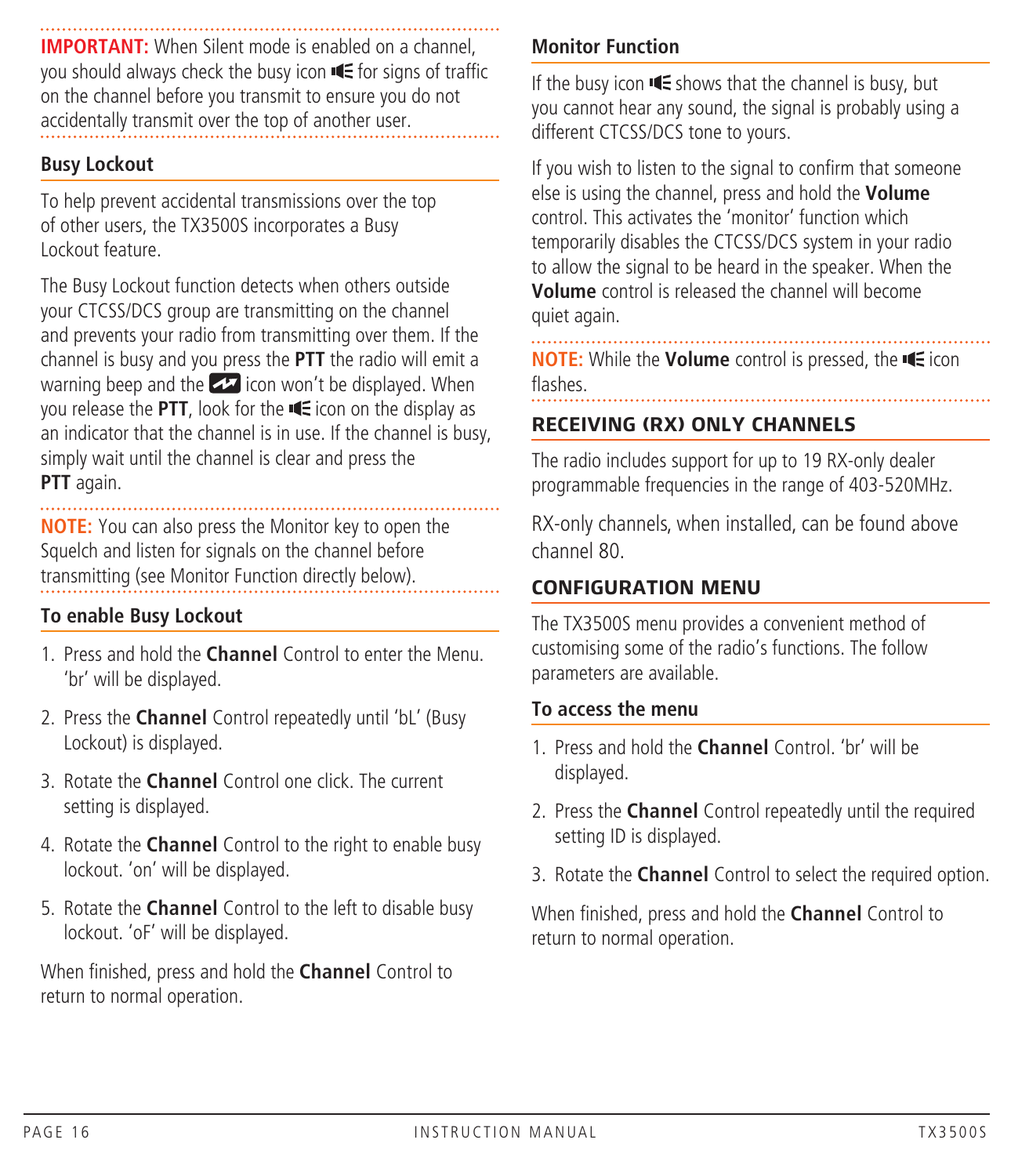**IMPORTANT:** When Silent mode is enabled on a channel, you should always check the busy icon for signs of traffic on the channel before you transmit to ensure you do not accidentally transmit over the top of another user.

### Busy Lockout

To help prevent accidental transmissions over the top of other users, the TX3500S incorporates a Busy Lockout feature.

The Busy Lockout function detects when others outside your CTCSS/DCS group are transmitting on the channel and prevents your radio from transmitting over them. If the channel is busy and you press the **PTT** the radio will emit a warning beep and the icon won't be displayed. When you release the **PTT**, look for the icon on the display as an indicator that the channel is in use. If the channel is busy, simply wait until the channel is clear and press the **PTT** again.

**NOTE:** You can also press the Monitor key to open the Squelch and listen for signals on the channel before transmitting (see Monitor Function directly below).

### To enable Busy Lockout

1. Press and hold the **Channel** Control to enter the Menu. 'br' will be displayed.
2. Press the **Channel** Control repeatedly until 'bL' (Busy Lockout) is displayed.
3. Rotate the **Channel** Control one click. The current setting is displayed.
4. Rotate the **Channel** Control to the right to enable busy lockout. 'on' will be displayed.
5. Rotate the **Channel** Control to the left to disable busy lockout. 'oF' will be displayed.

When finished, press and hold the **Channel** Control to return to normal operation.

### Monitor Function

If the busy icon shows that the channel is busy, but you cannot hear any sound, the signal is probably using a different CTCSS/DCS tone to yours.

If you wish to listen to the signal to confirm that someone else is using the channel, press and hold the **Volume** control. This activates the 'monitor' function which temporarily disables the CTCSS/DCS system in your radio to allow the signal to be heard in the speaker. When the **Volume** control is released the channel will become quiet again.

**NOTE:** While the **Volume** control is pressed, the icon flashes.

## RECEIVING (RX) ONLY CHANNELS

The radio includes support for up to 19 RX-only dealer programmable frequencies in the range of 403-520MHz.

RX-only channels, when installed, can be found above channel 80.

## CONFIGURATION MENU

The TX3500S menu provides a convenient method of customising some of the radio's functions. The follow parameters are available.

### To access the menu

1. Press and hold the **Channel** Control. 'br' will be displayed.
2. Press the **Channel** Control repeatedly until the required setting ID is displayed.
3. Rotate the **Channel** Control to select the required option.

When finished, press and hold the **Channel** Control to return to normal operation.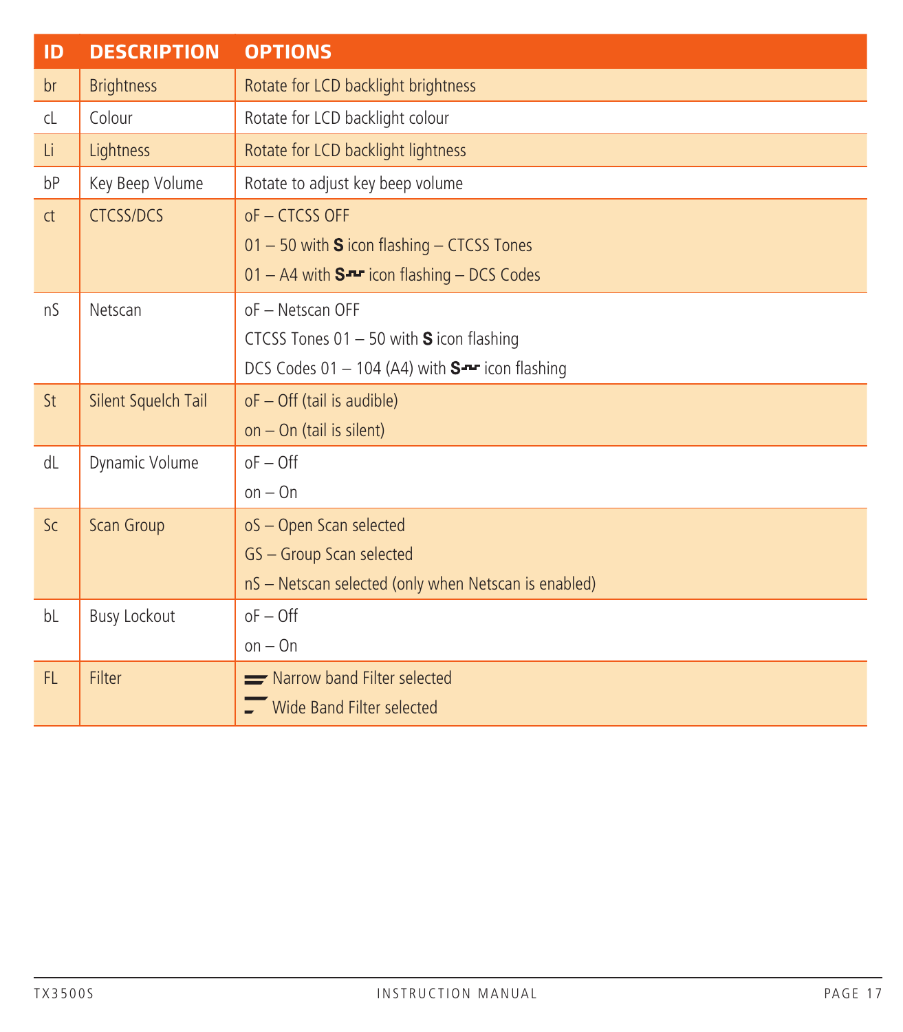| ID | DESCRIPTION | OPTIONS |
|---|---|---|
| br | Brightness | Rotate for LCD backlight brightness |
| cL | Colour | Rotate for LCD backlight colour |
| Li | Lightness | Rotate for LCD backlight lightness |
| bP | Key Beep Volume | Rotate to adjust key beep volume |
| ct | CTCSS/DCS | oF – CTCSS OFF<br>01 – 50 with **S** icon flashing – CTCSS Tones<br>01 – A4 with **S** icon flashing – DCS Codes |
| nS | Netscan | oF – Netscan OFF<br>CTCSS Tones 01 – 50 with **S** icon flashing<br>DCS Codes 01 – 104 (A4) with **S** icon flashing |
| St | Silent Squelch Tail | oF – Off (tail is audible)<br>on – On (tail is silent) |
| dL | Dynamic Volume | oF – Off<br>on – On |
| Sc | Scan Group | oS – Open Scan selected<br>GS – Group Scan selected<br>nS – Netscan selected (only when Netscan is enabled) |
| bL | Busy Lockout | oF – Off<br>on – On |
| FL | Filter | Narrow band Filter selected<br>Wide Band Filter selected |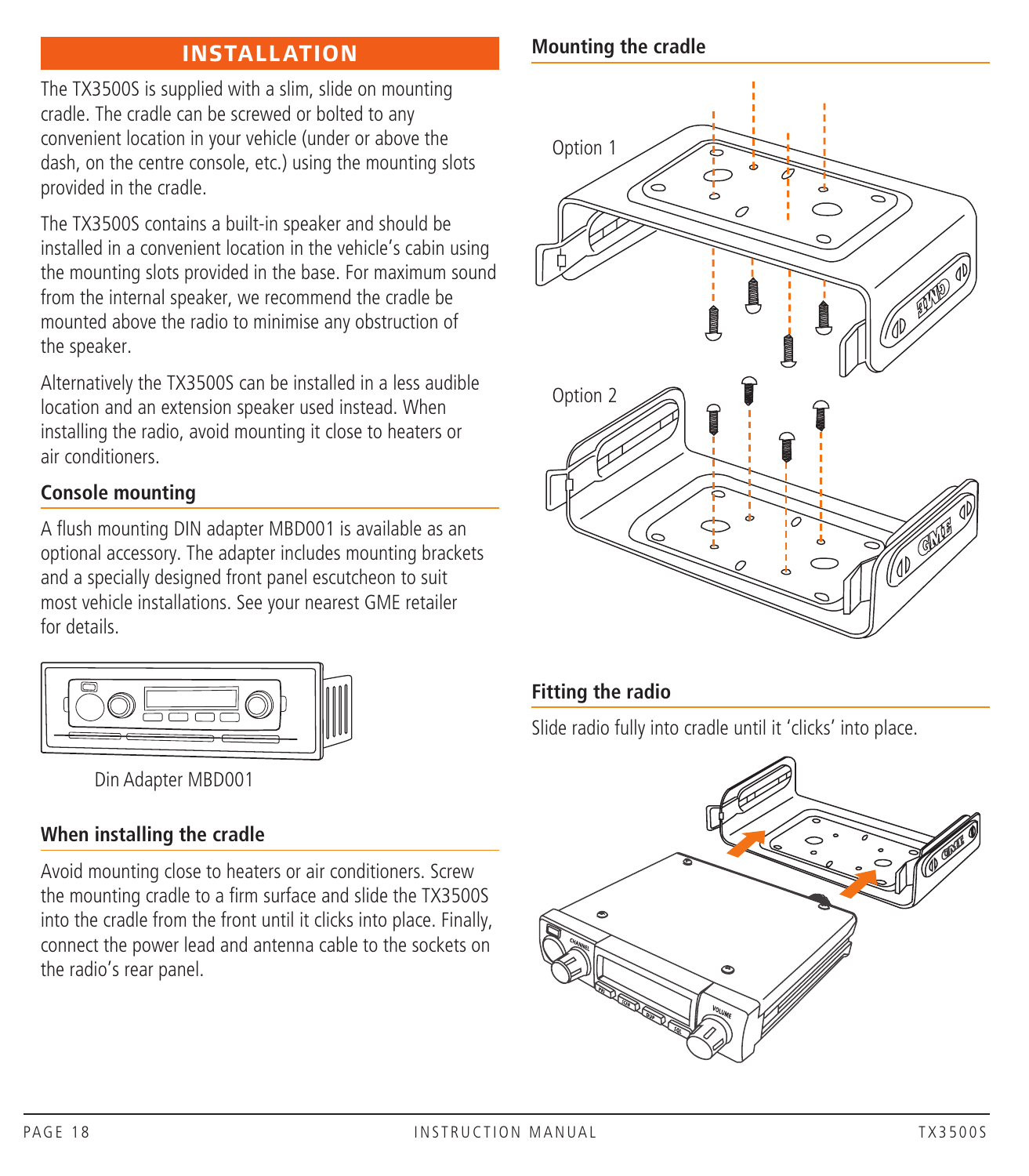## INSTALLATION

The TX3500S is supplied with a slim, slide on mounting cradle. The cradle can be screwed or bolted to any convenient location in your vehicle (under or above the dash, on the centre console, etc.) using the mounting slots provided in the cradle.

The TX3500S contains a built-in speaker and should be installed in a convenient location in the vehicle's cabin using the mounting slots provided in the base. For maximum sound from the internal speaker, we recommend the cradle be mounted above the radio to minimise any obstruction of the speaker.

Alternatively the TX3500S can be installed in a less audible location and an extension speaker used instead. When installing the radio, avoid mounting it close to heaters or air conditioners.

### Console mounting

A flush mounting DIN adapter MBD001 is available as an optional accessory. The adapter includes mounting brackets and a specially designed front panel escutcheon to suit most vehicle installations. See your nearest GME retailer for details.

Din Adapter MBD001

### When installing the cradle

Avoid mounting close to heaters or air conditioners. Screw the mounting cradle to a firm surface and slide the TX3500S into the cradle from the front until it clicks into place. Finally, connect the power lead and antenna cable to the sockets on the radio's rear panel.

### Mounting the cradle

Option 1

Option 2

### Fitting the radio

Slide radio fully into cradle until it 'clicks' into place.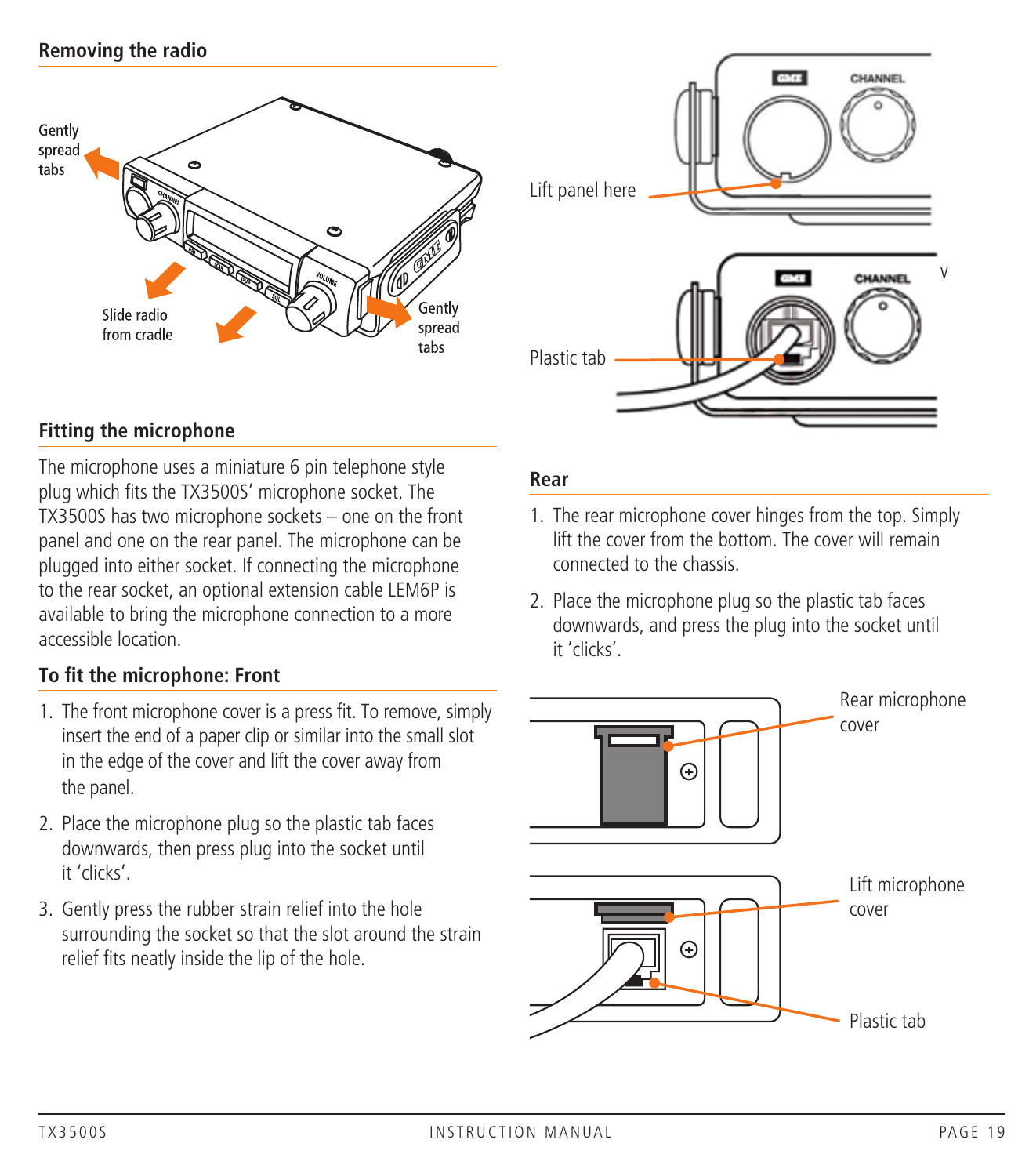## Removing the radio

Gently spread tabs

Slide radio from cradle

Gently spread tabs

Lift panel here

Plastic tab

## Fitting the microphone

The microphone uses a miniature 6 pin telephone style plug which fits the TX3500S' microphone socket. The TX3500S has two microphone sockets – one on the front panel and one on the rear panel. The microphone can be plugged into either socket. If connecting the microphone to the rear socket, an optional extension cable LEM6P is available to bring the microphone connection to a more accessible location.

### To fit the microphone: Front

1. The front microphone cover is a press fit. To remove, simply insert the end of a paper clip or similar into the small slot in the edge of the cover and lift the cover away from the panel.
2. Place the microphone plug so the plastic tab faces downwards, then press plug into the socket until it 'clicks'.
3. Gently press the rubber strain relief into the hole surrounding the socket so that the slot around the strain relief fits neatly inside the lip of the hole.

### Rear

1. The rear microphone cover hinges from the top. Simply lift the cover from the bottom. The cover will remain connected to the chassis.
2. Place the microphone plug so the plastic tab faces downwards, and press the plug into the socket until it 'clicks'.

Rear microphone cover

Lift microphone cover

Plastic tab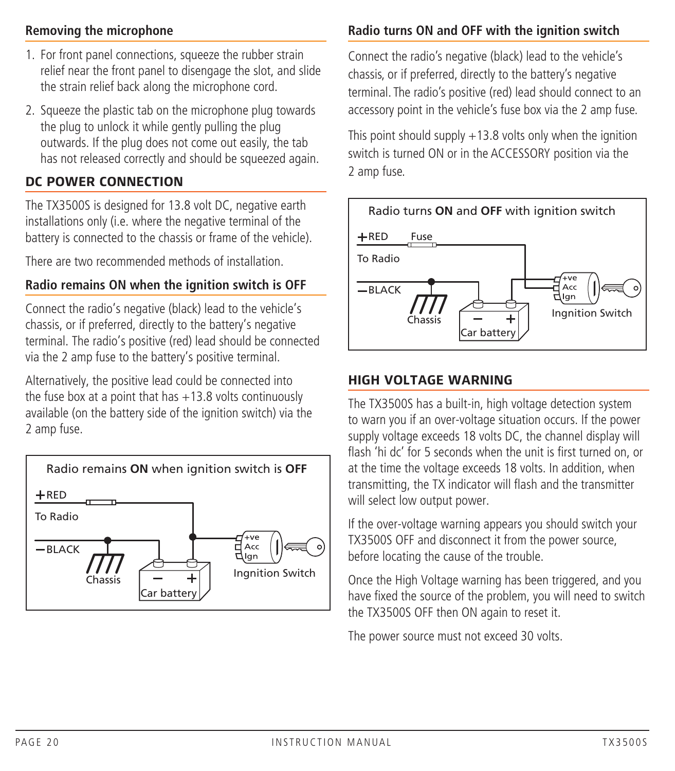### Removing the microphone

1. For front panel connections, squeeze the rubber strain relief near the front panel to disengage the slot, and slide the strain relief back along the microphone cord.
2. Squeeze the plastic tab on the microphone plug towards the plug to unlock it while gently pulling the plug outwards. If the plug does not come out easily, the tab has not released correctly and should be squeezed again.

## DC POWER CONNECTION

The TX3500S is designed for 13.8 volt DC, negative earth installations only (i.e. where the negative terminal of the battery is connected to the chassis or frame of the vehicle).

There are two recommended methods of installation.

### Radio remains ON when the ignition switch is OFF

Connect the radio's negative (black) lead to the vehicle's chassis, or if preferred, directly to the battery's negative terminal. The radio's positive (red) lead should be connected via the 2 amp fuse to the battery's positive terminal.

Alternatively, the positive lead could be connected into the fuse box at a point that has +13.8 volts continuously available (on the battery side of the ignition switch) via the 2 amp fuse.

Radio remains **ON** when ignition switch is **OFF**

+RED
To Radio
–BLACK
Chassis
Car battery
+ve
Acc
Ign
Ingnition Switch

### Radio turns ON and OFF with the ignition switch

Connect the radio's negative (black) lead to the vehicle's chassis, or if preferred, directly to the battery's negative terminal. The radio's positive (red) lead should connect to an accessory point in the vehicle's fuse box via the 2 amp fuse.

This point should supply +13.8 volts only when the ignition switch is turned ON or in the ACCESSORY position via the 2 amp fuse.

Radio turns **ON** and **OFF** with ignition switch

+RED
Fuse
To Radio
–BLACK
Chassis
Car battery
+ve
Acc
Ign
Ingnition Switch

## HIGH VOLTAGE WARNING

The TX3500S has a built-in, high voltage detection system to warn you if an over-voltage situation occurs. If the power supply voltage exceeds 18 volts DC, the channel display will flash 'hi dc' for 5 seconds when the unit is first turned on, or at the time the voltage exceeds 18 volts. In addition, when transmitting, the TX indicator will flash and the transmitter will select low output power.

If the over-voltage warning appears you should switch your TX3500S OFF and disconnect it from the power source, before locating the cause of the trouble.

Once the High Voltage warning has been triggered, and you have fixed the source of the problem, you will need to switch the TX3500S OFF then ON again to reset it.

The power source must not exceed 30 volts.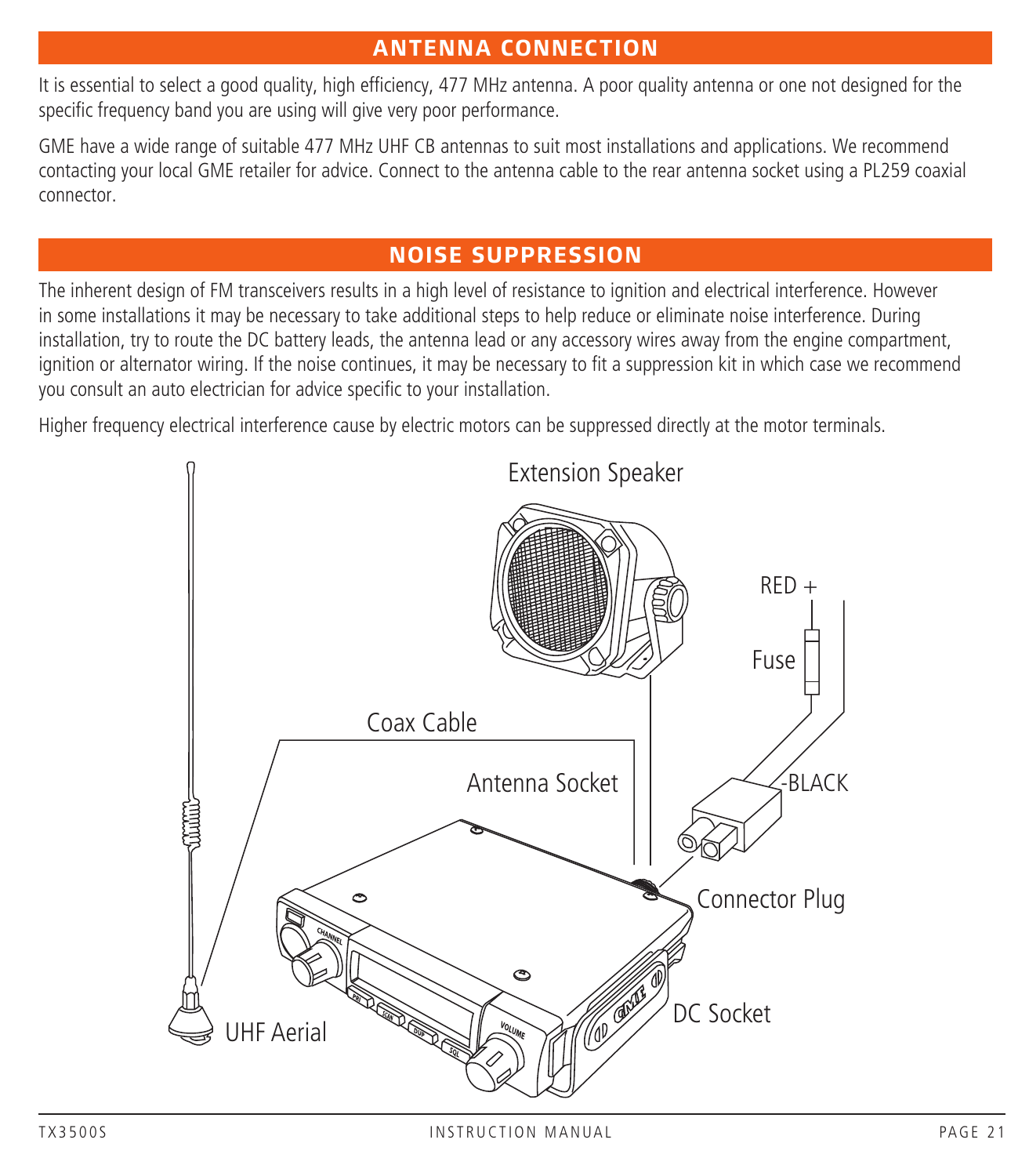## ANTENNA CONNECTION

It is essential to select a good quality, high efficiency, 477 MHz antenna. A poor quality antenna or one not designed for the specific frequency band you are using will give very poor performance.

GME have a wide range of suitable 477 MHz UHF CB antennas to suit most installations and applications. We recommend contacting your local GME retailer for advice. Connect to the antenna cable to the rear antenna socket using a PL259 coaxial connector.

## NOISE SUPPRESSION

The inherent design of FM transceivers results in a high level of resistance to ignition and electrical interference. However in some installations it may be necessary to take additional steps to help reduce or eliminate noise interference. During installation, try to route the DC battery leads, the antenna lead or any accessory wires away from the engine compartment, ignition or alternator wiring. If the noise continues, it may be necessary to fit a suppression kit in which case we recommend you consult an auto electrician for advice specific to your installation.

Higher frequency electrical interference cause by electric motors can be suppressed directly at the motor terminals.

Extension Speaker

RED +

Fuse

Coax Cable

Antenna Socket

-BLACK

Connector Plug

DC Socket

UHF Aerial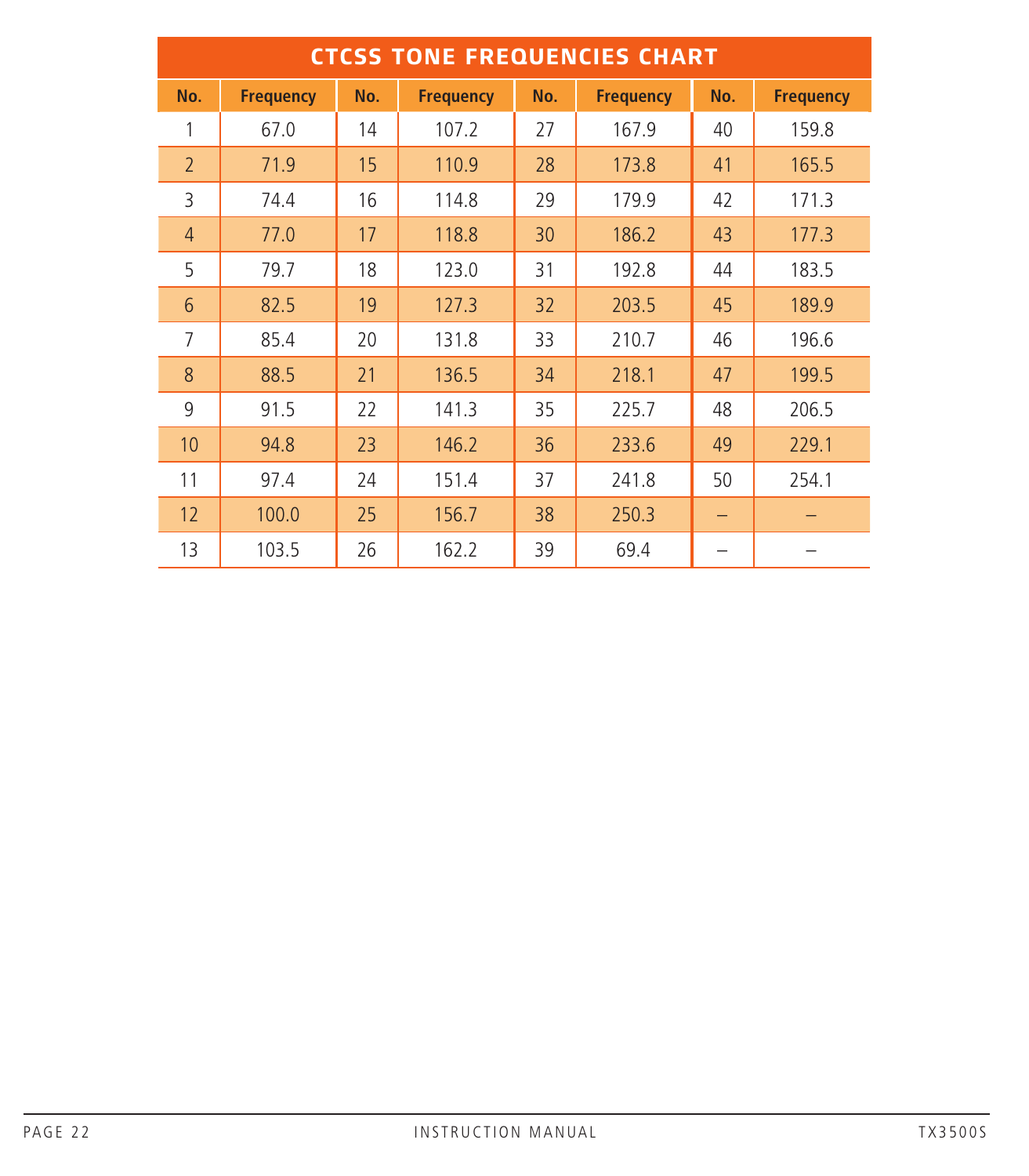## CTCSS TONE FREQUENCIES CHART

| No. | Frequency | No. | Frequency | No. | Frequency | No. | Frequency |
|---|---|---|---|---|---|---|---|
| 1 | 67.0 | 14 | 107.2 | 27 | 167.9 | 40 | 159.8 |
| 2 | 71.9 | 15 | 110.9 | 28 | 173.8 | 41 | 165.5 |
| 3 | 74.4 | 16 | 114.8 | 29 | 179.9 | 42 | 171.3 |
| 4 | 77.0 | 17 | 118.8 | 30 | 186.2 | 43 | 177.3 |
| 5 | 79.7 | 18 | 123.0 | 31 | 192.8 | 44 | 183.5 |
| 6 | 82.5 | 19 | 127.3 | 32 | 203.5 | 45 | 189.9 |
| 7 | 85.4 | 20 | 131.8 | 33 | 210.7 | 46 | 196.6 |
| 8 | 88.5 | 21 | 136.5 | 34 | 218.1 | 47 | 199.5 |
| 9 | 91.5 | 22 | 141.3 | 35 | 225.7 | 48 | 206.5 |
| 10 | 94.8 | 23 | 146.2 | 36 | 233.6 | 49 | 229.1 |
| 11 | 97.4 | 24 | 151.4 | 37 | 241.8 | 50 | 254.1 |
| 12 | 100.0 | 25 | 156.7 | 38 | 250.3 | – | – |
| 13 | 103.5 | 26 | 162.2 | 39 | 69.4 | – | – |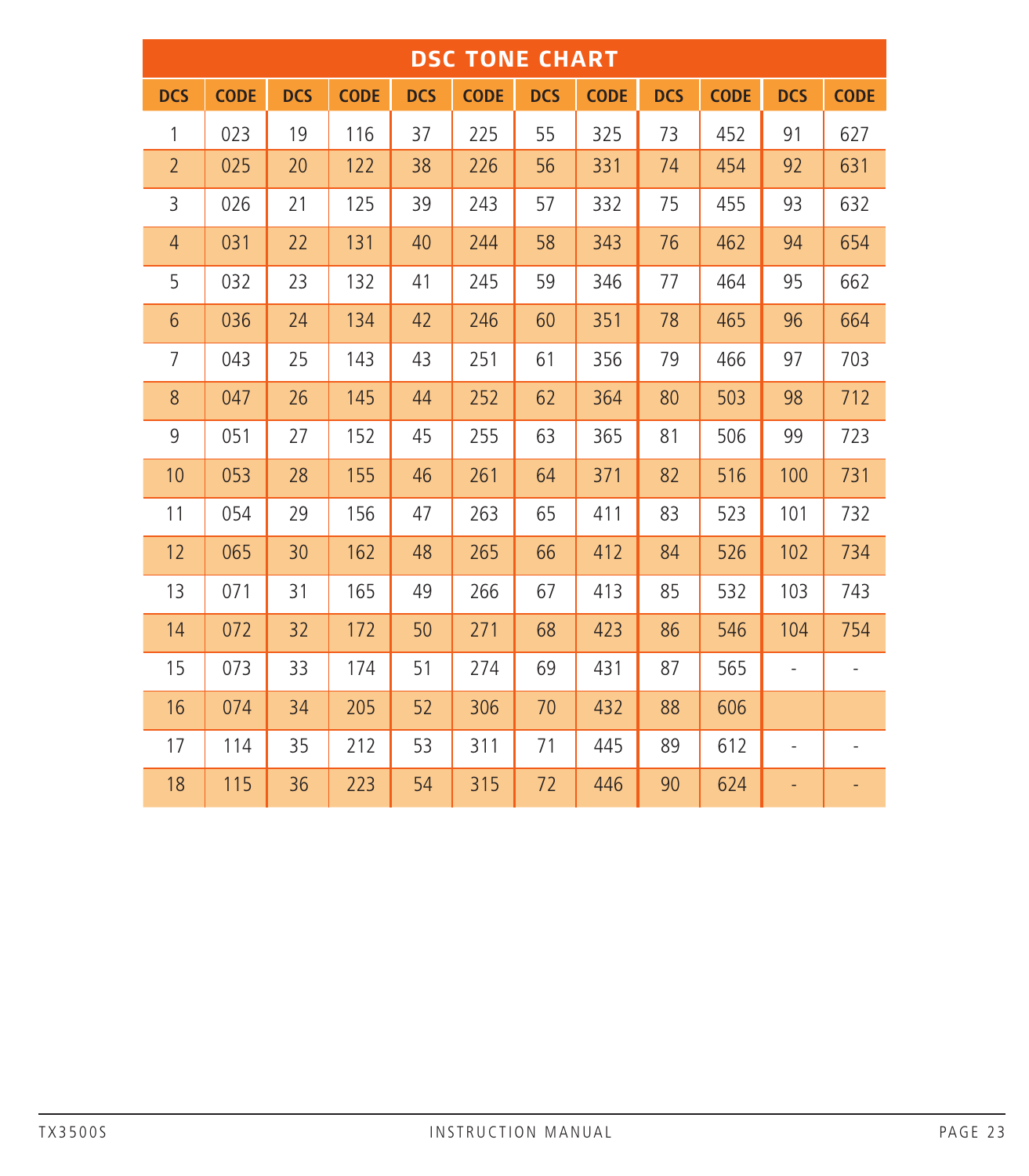# DSC TONE CHART

| DCS | CODE | DCS | CODE | DCS | CODE | DCS | CODE | DCS | CODE | DCS | CODE |
|---|---|---|---|---|---|---|---|---|---|---|---|
| 1 | 023 | 19 | 116 | 37 | 225 | 55 | 325 | 73 | 452 | 91 | 627 |
| 2 | 025 | 20 | 122 | 38 | 226 | 56 | 331 | 74 | 454 | 92 | 631 |
| 3 | 026 | 21 | 125 | 39 | 243 | 57 | 332 | 75 | 455 | 93 | 632 |
| 4 | 031 | 22 | 131 | 40 | 244 | 58 | 343 | 76 | 462 | 94 | 654 |
| 5 | 032 | 23 | 132 | 41 | 245 | 59 | 346 | 77 | 464 | 95 | 662 |
| 6 | 036 | 24 | 134 | 42 | 246 | 60 | 351 | 78 | 465 | 96 | 664 |
| 7 | 043 | 25 | 143 | 43 | 251 | 61 | 356 | 79 | 466 | 97 | 703 |
| 8 | 047 | 26 | 145 | 44 | 252 | 62 | 364 | 80 | 503 | 98 | 712 |
| 9 | 051 | 27 | 152 | 45 | 255 | 63 | 365 | 81 | 506 | 99 | 723 |
| 10 | 053 | 28 | 155 | 46 | 261 | 64 | 371 | 82 | 516 | 100 | 731 |
| 11 | 054 | 29 | 156 | 47 | 263 | 65 | 411 | 83 | 523 | 101 | 732 |
| 12 | 065 | 30 | 162 | 48 | 265 | 66 | 412 | 84 | 526 | 102 | 734 |
| 13 | 071 | 31 | 165 | 49 | 266 | 67 | 413 | 85 | 532 | 103 | 743 |
| 14 | 072 | 32 | 172 | 50 | 271 | 68 | 423 | 86 | 546 | 104 | 754 |
| 15 | 073 | 33 | 174 | 51 | 274 | 69 | 431 | 87 | 565 | - | - |
| 16 | 074 | 34 | 205 | 52 | 306 | 70 | 432 | 88 | 606 | | |
| 17 | 114 | 35 | 212 | 53 | 311 | 71 | 445 | 89 | 612 | - | - |
| 18 | 115 | 36 | 223 | 54 | 315 | 72 | 446 | 90 | 624 | - | - |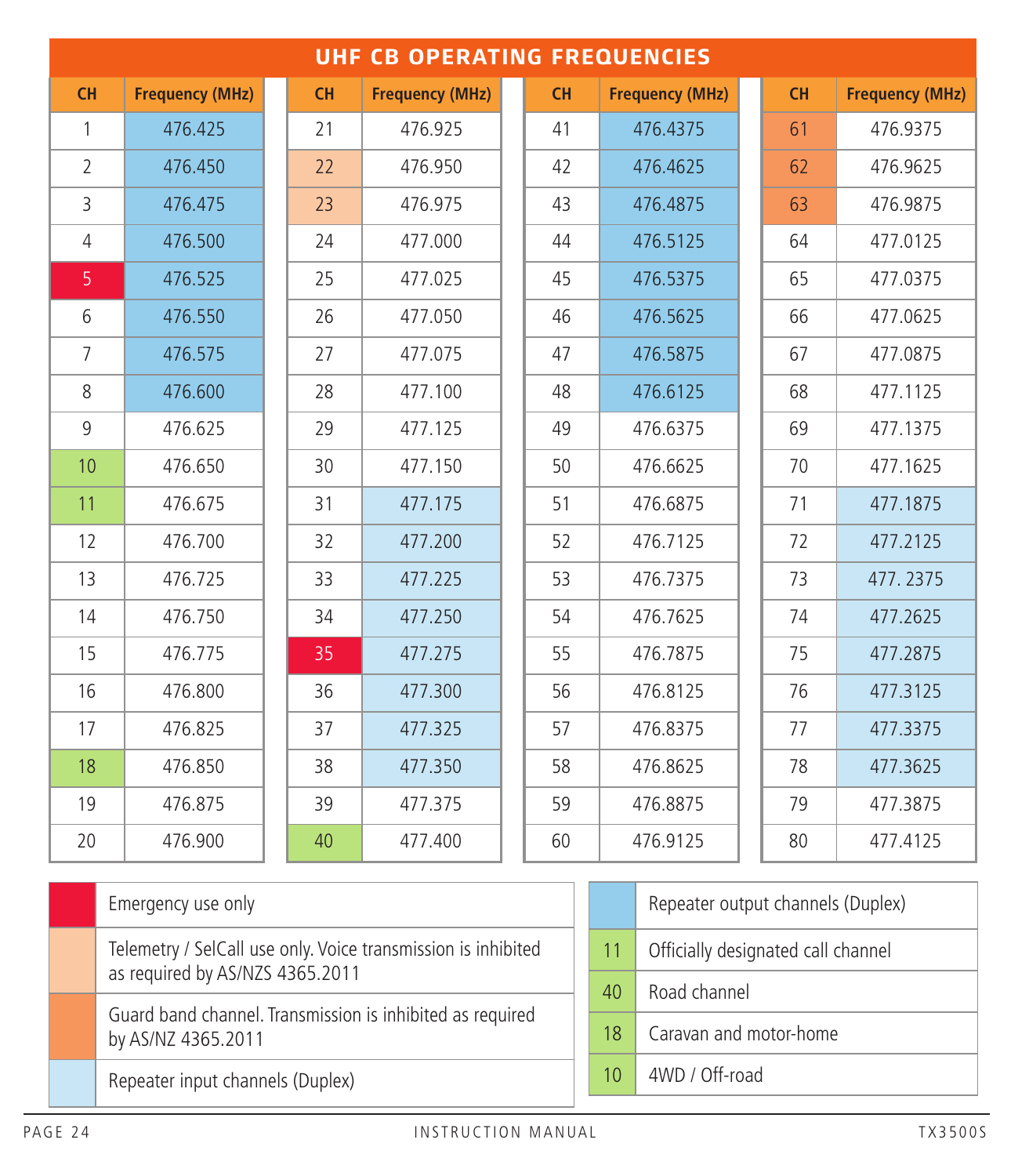# UHF CB OPERATING FREQUENCIES

| CH | Frequency (MHz) | CH | Frequency (MHz) | CH | Frequency (MHz) | CH | Frequency (MHz) |
|---|---|---|---|---|---|---|---|
| 1 | 476.425 | 21 | 476.925 | 41 | 476.4375 | 61 | 476.9375 |
| 2 | 476.450 | 22 | 476.950 | 42 | 476.4625 | 62 | 476.9625 |
| 3 | 476.475 | 23 | 476.975 | 43 | 476.4875 | 63 | 476.9875 |
| 4 | 476.500 | 24 | 477.000 | 44 | 476.5125 | 64 | 477.0125 |
| 5 | 476.525 | 25 | 477.025 | 45 | 476.5375 | 65 | 477.0375 |
| 6 | 476.550 | 26 | 477.050 | 46 | 476.5625 | 66 | 477.0625 |
| 7 | 476.575 | 27 | 477.075 | 47 | 476.5875 | 67 | 477.0875 |
| 8 | 476.600 | 28 | 477.100 | 48 | 476.6125 | 68 | 477.1125 |
| 9 | 476.625 | 29 | 477.125 | 49 | 476.6375 | 69 | 477.1375 |
| 10 | 476.650 | 30 | 477.150 | 50 | 476.6625 | 70 | 477.1625 |
| 11 | 476.675 | 31 | 477.175 | 51 | 476.6875 | 71 | 477.1875 |
| 12 | 476.700 | 32 | 477.200 | 52 | 476.7125 | 72 | 477.2125 |
| 13 | 476.725 | 33 | 477.225 | 53 | 476.7375 | 73 | 477. 2375 |
| 14 | 476.750 | 34 | 477.250 | 54 | 476.7625 | 74 | 477.2625 |
| 15 | 476.775 | 35 | 477.275 | 55 | 476.7875 | 75 | 477.2875 |
| 16 | 476.800 | 36 | 477.300 | 56 | 476.8125 | 76 | 477.3125 |
| 17 | 476.825 | 37 | 477.325 | 57 | 476.8375 | 77 | 477.3375 |
| 18 | 476.850 | 38 | 477.350 | 58 | 476.8625 | 78 | 477.3625 |
| 19 | 476.875 | 39 | 477.375 | 59 | 476.8875 | 79 | 477.3875 |
| 20 | 476.900 | 40 | 477.400 | 60 | 476.9125 | 80 | 477.4125 |

| Key | Description |
|---|---|
| (red: CH 5, 35) | Emergency use only |
| (light orange: CH 22, 23) | Telemetry / SelCall use only. Voice transmission is inhibited as required by AS/NZS 4365.2011 |
| (orange: CH 61, 62, 63) | Guard band channel. Transmission is inhibited as required by AS/NZ 4365.2011 |
| (light blue: CH 31–38, 71–78) | Repeater input channels (Duplex) |
| (blue: CH 1–8, 41–48) | Repeater output channels (Duplex) |
| 11 | Officially designated call channel |
| 40 | Road channel |
| 18 | Caravan and motor-home |
| 10 | 4WD / Off-road |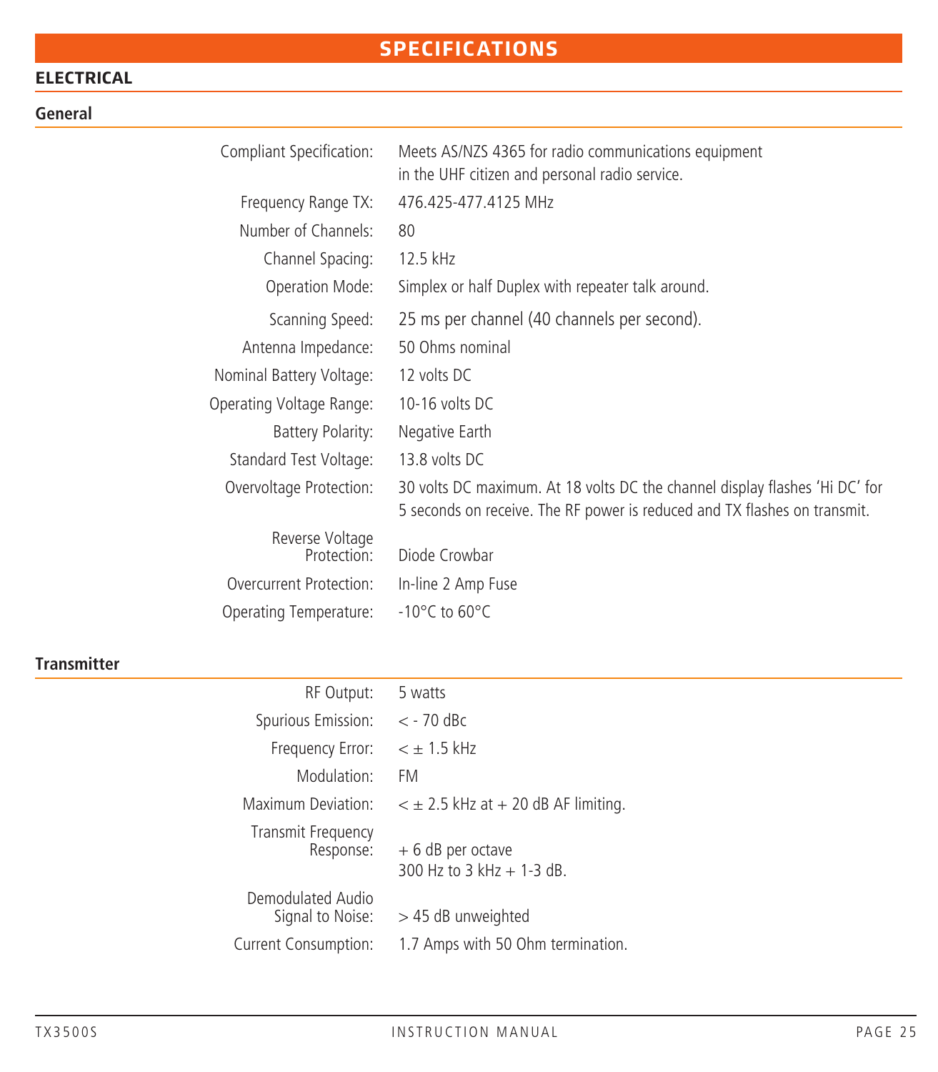# SPECIFICATIONS

## ELECTRICAL

### General

| | |
|---|---|
| Compliant Specification: | Meets AS/NZS 4365 for radio communications equipment in the UHF citizen and personal radio service. |
| Frequency Range TX: | 476.425-477.4125 MHz |
| Number of Channels: | 80 |
| Channel Spacing: | 12.5 kHz |
| Operation Mode: | Simplex or half Duplex with repeater talk around. |
| Scanning Speed: | 25 ms per channel (40 channels per second). |
| Antenna Impedance: | 50 Ohms nominal |
| Nominal Battery Voltage: | 12 volts DC |
| Operating Voltage Range: | 10-16 volts DC |
| Battery Polarity: | Negative Earth |
| Standard Test Voltage: | 13.8 volts DC |
| Overvoltage Protection: | 30 volts DC maximum. At 18 volts DC the channel display flashes 'Hi DC' for 5 seconds on receive. The RF power is reduced and TX flashes on transmit. |
| Reverse Voltage Protection: | Diode Crowbar |
| Overcurrent Protection: | In-line 2 Amp Fuse |
| Operating Temperature: | -10°C to 60°C |

### Transmitter

| | |
|---|---|
| RF Output: | 5 watts |
| Spurious Emission: | < - 70 dBc |
| Frequency Error: | < ± 1.5 kHz |
| Modulation: | FM |
| Maximum Deviation: | < ± 2.5 kHz at + 20 dB AF limiting. |
| Transmit Frequency Response: | + 6 dB per octave<br>300 Hz to 3 kHz + 1-3 dB. |
| Demodulated Audio Signal to Noise: | > 45 dB unweighted |
| Current Consumption: | 1.7 Amps with 50 Ohm termination. |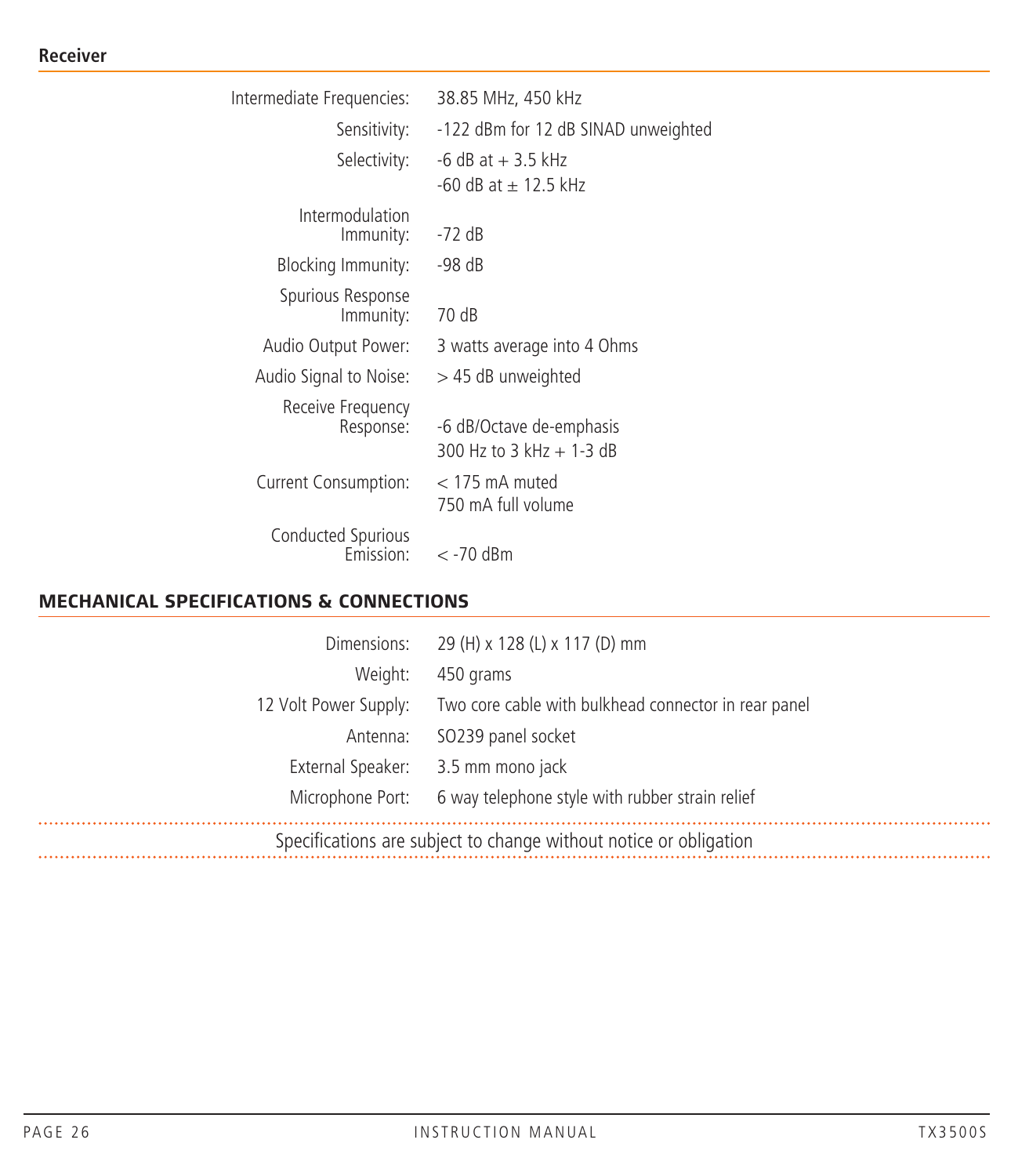### Receiver

| | |
|---|---|
| Intermediate Frequencies: | 38.85 MHz, 450 kHz |
| Sensitivity: | -122 dBm for 12 dB SINAD unweighted |
| Selectivity: | -6 dB at + 3.5 kHz<br>-60 dB at ± 12.5 kHz |
| Intermodulation Immunity: | -72 dB |
| Blocking Immunity: | -98 dB |
| Spurious Response Immunity: | 70 dB |
| Audio Output Power: | 3 watts average into 4 Ohms |
| Audio Signal to Noise: | > 45 dB unweighted |
| Receive Frequency Response: | -6 dB/Octave de-emphasis<br>300 Hz to 3 kHz + 1-3 dB |
| Current Consumption: | < 175 mA muted<br>750 mA full volume |
| Conducted Spurious Emission: | < -70 dBm |

## MECHANICAL SPECIFICATIONS & CONNECTIONS

| | |
|---|---|
| Dimensions: | 29 (H) x 128 (L) x 117 (D) mm |
| Weight: | 450 grams |
| 12 Volt Power Supply: | Two core cable with bulkhead connector in rear panel |
| Antenna: | SO239 panel socket |
| External Speaker: | 3.5 mm mono jack |
| Microphone Port: | 6 way telephone style with rubber strain relief |

Specifications are subject to change without notice or obligation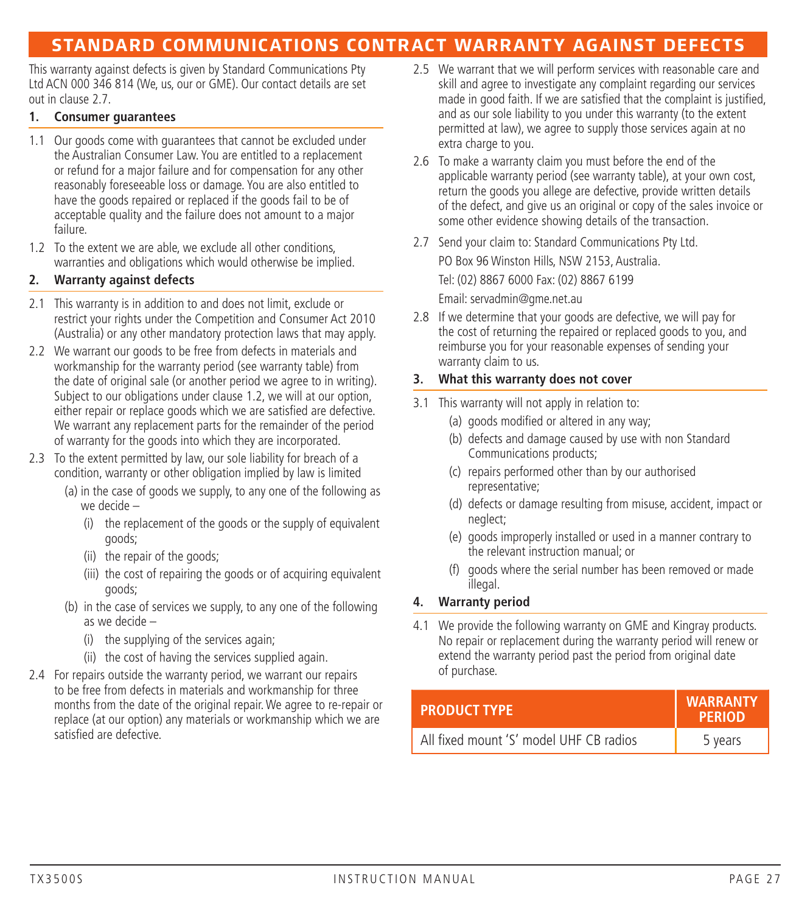# STANDARD COMMUNICATIONS CONTRACT WARRANTY AGAINST DEFECTS

This warranty against defects is given by Standard Communications Pty Ltd ACN 000 346 814 (We, us, our or GME). Our contact details are set out in clause 2.7.

## 1. Consumer guarantees

1.1 Our goods come with guarantees that cannot be excluded under the Australian Consumer Law. You are entitled to a replacement or refund for a major failure and for compensation for any other reasonably foreseeable loss or damage. You are also entitled to have the goods repaired or replaced if the goods fail to be of acceptable quality and the failure does not amount to a major failure.

1.2 To the extent we are able, we exclude all other conditions, warranties and obligations which would otherwise be implied.

## 2. Warranty against defects

2.1 This warranty is in addition to and does not limit, exclude or restrict your rights under the Competition and Consumer Act 2010 (Australia) or any other mandatory protection laws that may apply.

2.2 We warrant our goods to be free from defects in materials and workmanship for the warranty period (see warranty table) from the date of original sale (or another period we agree to in writing). Subject to our obligations under clause 1.2, we will at our option, either repair or replace goods which we are satisfied are defective. We warrant any replacement parts for the remainder of the period of warranty for the goods into which they are incorporated.

2.3 To the extent permitted by law, our sole liability for breach of a condition, warranty or other obligation implied by law is limited

- (a) in the case of goods we supply, to any one of the following as we decide –
  - (i) the replacement of the goods or the supply of equivalent goods;
  - (ii) the repair of the goods;
  - (iii) the cost of repairing the goods or of acquiring equivalent goods;
- (b) in the case of services we supply, to any one of the following as we decide –
  - (i) the supplying of the services again;
  - (ii) the cost of having the services supplied again.

2.4 For repairs outside the warranty period, we warrant our repairs to be free from defects in materials and workmanship for three months from the date of the original repair. We agree to re-repair or replace (at our option) any materials or workmanship which we are satisfied are defective.

2.5 We warrant that we will perform services with reasonable care and skill and agree to investigate any complaint regarding our services made in good faith. If we are satisfied that the complaint is justified, and as our sole liability to you under this warranty (to the extent permitted at law), we agree to supply those services again at no extra charge to you.

2.6 To make a warranty claim you must before the end of the applicable warranty period (see warranty table), at your own cost, return the goods you allege are defective, provide written details of the defect, and give us an original or copy of the sales invoice or some other evidence showing details of the transaction.

2.7 Send your claim to: Standard Communications Pty Ltd.

PO Box 96 Winston Hills, NSW 2153, Australia.

Tel: (02) 8867 6000 Fax: (02) 8867 6199

Email: servadmin@gme.net.au

2.8 If we determine that your goods are defective, we will pay for the cost of returning the repaired or replaced goods to you, and reimburse you for your reasonable expenses of sending your warranty claim to us.

## 3. What this warranty does not cover

3.1 This warranty will not apply in relation to:

- (a) goods modified or altered in any way;
- (b) defects and damage caused by use with non Standard Communications products;
- (c) repairs performed other than by our authorised representative;
- (d) defects or damage resulting from misuse, accident, impact or neglect;
- (e) goods improperly installed or used in a manner contrary to the relevant instruction manual; or
- (f) goods where the serial number has been removed or made illegal.

## 4. Warranty period

4.1 We provide the following warranty on GME and Kingray products. No repair or replacement during the warranty period will renew or extend the warranty period past the period from original date of purchase.

| PRODUCT TYPE | WARRANTY PERIOD |
|---|---|
| All fixed mount 'S' model UHF CB radios | 5 years |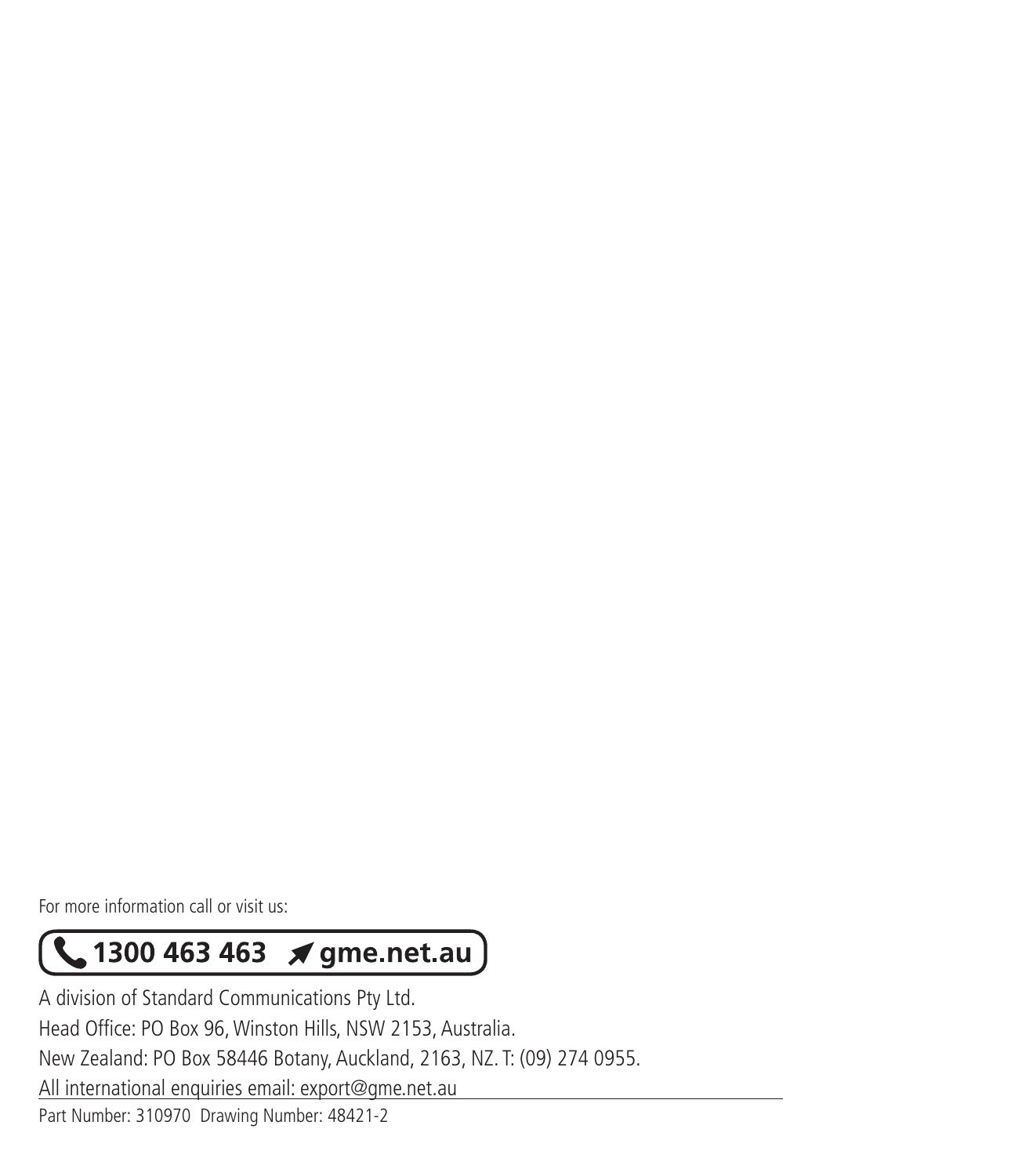For more information call or visit us:

**1300 463 463   gme.net.au**

A division of Standard Communications Pty Ltd.

Head Office: PO Box 96, Winston Hills, NSW 2153, Australia.

New Zealand: PO Box 58446 Botany, Auckland, 2163, NZ. T: (09) 274 0955.

All international enquiries email: export@gme.net.au

Part Number: 310970  Drawing Number: 48421-2